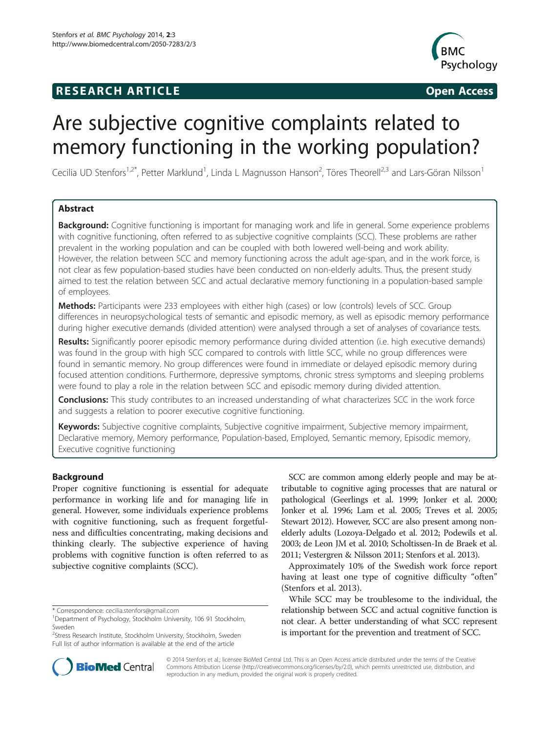RESEARCH ARTICLE

Open Access

# Are subjective cognitive complaints related to memory functioning in the working population?

Cecilia UD Stenfors[1,2*], Petter Marklund[1], Linda L Magnusson Hanson[2], Töres Theorell[2,3] and Lars-Göran Nilsson[1]

## Abstract

**Background:** Cognitive functioning is important for managing work and life in general. Some experience problems with cognitive functioning, often referred to as subjective cognitive complaints (SCC). These problems are rather prevalent in the working population and can be coupled with both lowered well-being and work ability. However, the relation between SCC and memory functioning across the adult age-span, and in the work force, is not clear as few population-based studies have been conducted on non-elderly adults. Thus, the present study aimed to test the relation between SCC and actual declarative memory functioning in a population-based sample of employees.

**Methods:** Participants were 233 employees with either high (cases) or low (controls) levels of SCC. Group differences in neuropsychological tests of semantic and episodic memory, as well as episodic memory performance during higher executive demands (divided attention) were analysed through a set of analyses of covariance tests.

**Results:** Significantly poorer episodic memory performance during divided attention (i.e. high executive demands) was found in the group with high SCC compared to controls with little SCC, while no group differences were found in semantic memory. No group differences were found in immediate or delayed episodic memory during focused attention conditions. Furthermore, depressive symptoms, chronic stress symptoms and sleeping problems were found to play a role in the relation between SCC and episodic memory during divided attention.

**Conclusions:** This study contributes to an increased understanding of what characterizes SCC in the work force and suggests a relation to poorer executive cognitive functioning.

**Keywords:** Subjective cognitive complaints, Subjective cognitive impairment, Subjective memory impairment, Declarative memory, Memory performance, Population-based, Employed, Semantic memory, Episodic memory, Executive cognitive functioning

## Background

Proper cognitive functioning is essential for adequate performance in working life and for managing life in general. However, some individuals experience problems with cognitive functioning, such as frequent forgetfulness and difficulties concentrating, making decisions and thinking clearly. The subjective experience of having problems with cognitive function is often referred to as subjective cognitive complaints (SCC).

SCC are common among elderly people and may be attributable to cognitive aging processes that are natural or pathological (Geerlings et al. 1999; Jonker et al. 2000; Jonker et al. 1996; Lam et al. 2005; Treves et al. 2005; Stewart 2012). However, SCC are also present among non-elderly adults (Lozoya-Delgado et al. 2012; Podewils et al. 2003; de Leon JM et al. 2010; Scholtissen-In de Braek et al. 2011; Vestergren & Nilsson 2011; Stenfors et al. 2013).

Approximately 10% of the Swedish work force report having at least one type of cognitive difficulty "often" (Stenfors et al. 2013).

While SCC may be troublesome to the individual, the relationship between SCC and actual cognitive function is not clear. A better understanding of what SCC represent is important for the prevention and treatment of SCC.

\* Correspondence: cecilia.stenfors@gmail.com
[1]Department of Psychology, Stockholm University, 106 91 Stockholm, Sweden
[2]Stress Research Institute, Stockholm University, Stockholm, Sweden
Full list of author information is available at the end of the article

© 2014 Stenfors et al.; licensee BioMed Central Ltd. This is an Open Access article distributed under the terms of the Creative Commons Attribution License (http://creativecommons.org/licenses/by/2.0), which permits unrestricted use, distribution, and reproduction in any medium, provided the original work is properly credited.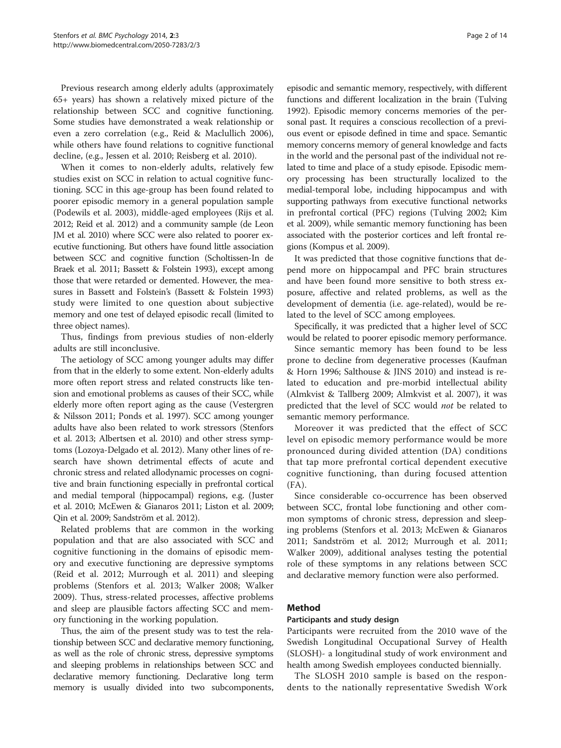Previous research among elderly adults (approximately 65+ years) has shown a relatively mixed picture of the relationship between SCC and cognitive functioning. Some studies have demonstrated a weak relationship or even a zero correlation (e.g., Reid & Maclullich 2006), while others have found relations to cognitive functional decline, (e.g., Jessen et al. 2010; Reisberg et al. 2010).

When it comes to non-elderly adults, relatively few studies exist on SCC in relation to actual cognitive functioning. SCC in this age-group has been found related to poorer episodic memory in a general population sample (Podewils et al. 2003), middle-aged employees (Rijs et al. 2012; Reid et al. 2012) and a community sample (de Leon JM et al. 2010) where SCC were also related to poorer executive functioning. But others have found little association between SCC and cognitive function (Scholtissen-In de Braek et al. 2011; Bassett & Folstein 1993), except among those that were retarded or demented. However, the measures in Bassett and Folstein's (Bassett & Folstein 1993) study were limited to one question about subjective memory and one test of delayed episodic recall (limited to three object names).

Thus, findings from previous studies of non-elderly adults are still inconclusive.

The aetiology of SCC among younger adults may differ from that in the elderly to some extent. Non-elderly adults more often report stress and related constructs like tension and emotional problems as causes of their SCC, while elderly more often report aging as the cause (Vestergren & Nilsson 2011; Ponds et al. 1997). SCC among younger adults have also been related to work stressors (Stenfors et al. 2013; Albertsen et al. 2010) and other stress symptoms (Lozoya-Delgado et al. 2012). Many other lines of research have shown detrimental effects of acute and chronic stress and related allodynamic processes on cognitive and brain functioning especially in prefrontal cortical and medial temporal (hippocampal) regions, e.g. (Juster et al. 2010; McEwen & Gianaros 2011; Liston et al. 2009; Qin et al. 2009; Sandström et al. 2012).

Related problems that are common in the working population and that are also associated with SCC and cognitive functioning in the domains of episodic memory and executive functioning are depressive symptoms (Reid et al. 2012; Murrough et al. 2011) and sleeping problems (Stenfors et al. 2013; Walker 2008; Walker 2009). Thus, stress-related processes, affective problems and sleep are plausible factors affecting SCC and memory functioning in the working population.

Thus, the aim of the present study was to test the relationship between SCC and declarative memory functioning, as well as the role of chronic stress, depressive symptoms and sleeping problems in relationships between SCC and declarative memory functioning. Declarative long term memory is usually divided into two subcomponents, episodic and semantic memory, respectively, with different functions and different localization in the brain (Tulving 1992). Episodic memory concerns memories of the personal past. It requires a conscious recollection of a previous event or episode defined in time and space. Semantic memory concerns memory of general knowledge and facts in the world and the personal past of the individual not related to time and place of a study episode. Episodic memory processing has been structurally localized to the medial-temporal lobe, including hippocampus and with supporting pathways from executive functional networks in prefrontal cortical (PFC) regions (Tulving 2002; Kim et al. 2009), while semantic memory functioning has been associated with the posterior cortices and left frontal regions (Kompus et al. 2009).

It was predicted that those cognitive functions that depend more on hippocampal and PFC brain structures and have been found more sensitive to both stress exposure, affective and related problems, as well as the development of dementia (i.e. age-related), would be related to the level of SCC among employees.

Specifically, it was predicted that a higher level of SCC would be related to poorer episodic memory performance.

Since semantic memory has been found to be less prone to decline from degenerative processes (Kaufman & Horn 1996; Salthouse & JINS 2010) and instead is related to education and pre-morbid intellectual ability (Almkvist & Tallberg 2009; Almkvist et al. 2007), it was predicted that the level of SCC would *not* be related to semantic memory performance.

Moreover it was predicted that the effect of SCC level on episodic memory performance would be more pronounced during divided attention (DA) conditions that tap more prefrontal cortical dependent executive cognitive functioning, than during focused attention (FA).

Since considerable co-occurrence has been observed between SCC, frontal lobe functioning and other common symptoms of chronic stress, depression and sleeping problems (Stenfors et al. 2013; McEwen & Gianaros 2011; Sandström et al. 2012; Murrough et al. 2011; Walker 2009), additional analyses testing the potential role of these symptoms in any relations between SCC and declarative memory function were also performed.

## Method

### Participants and study design

Participants were recruited from the 2010 wave of the Swedish Longitudinal Occupational Survey of Health (SLOSH)- a longitudinal study of work environment and health among Swedish employees conducted biennially.

The SLOSH 2010 sample is based on the respondents to the nationally representative Swedish Work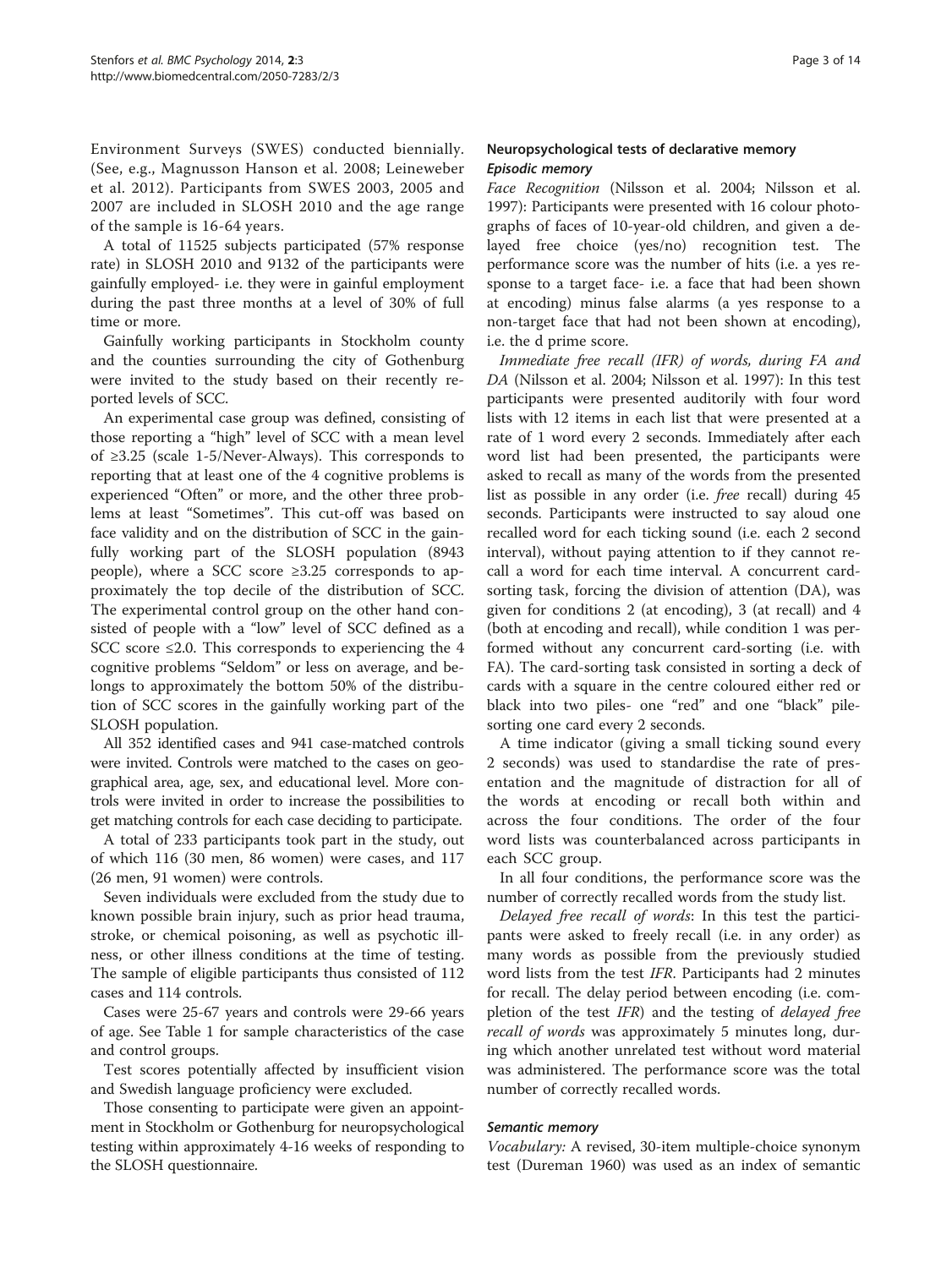Environment Surveys (SWES) conducted biennially. (See, e.g., Magnusson Hanson et al. 2008; Leineweber et al. 2012). Participants from SWES 2003, 2005 and 2007 are included in SLOSH 2010 and the age range of the sample is 16-64 years.

A total of 11525 subjects participated (57% response rate) in SLOSH 2010 and 9132 of the participants were gainfully employed- i.e. they were in gainful employment during the past three months at a level of 30% of full time or more.

Gainfully working participants in Stockholm county and the counties surrounding the city of Gothenburg were invited to the study based on their recently reported levels of SCC.

An experimental case group was defined, consisting of those reporting a "high" level of SCC with a mean level of ≥3.25 (scale 1-5/Never-Always). This corresponds to reporting that at least one of the 4 cognitive problems is experienced "Often" or more, and the other three problems at least "Sometimes". This cut-off was based on face validity and on the distribution of SCC in the gainfully working part of the SLOSH population (8943 people), where a SCC score ≥3.25 corresponds to approximately the top decile of the distribution of SCC. The experimental control group on the other hand consisted of people with a "low" level of SCC defined as a SCC score ≤2.0. This corresponds to experiencing the 4 cognitive problems "Seldom" or less on average, and belongs to approximately the bottom 50% of the distribution of SCC scores in the gainfully working part of the SLOSH population.

All 352 identified cases and 941 case-matched controls were invited. Controls were matched to the cases on geographical area, age, sex, and educational level. More controls were invited in order to increase the possibilities to get matching controls for each case deciding to participate.

A total of 233 participants took part in the study, out of which 116 (30 men, 86 women) were cases, and 117 (26 men, 91 women) were controls.

Seven individuals were excluded from the study due to known possible brain injury, such as prior head trauma, stroke, or chemical poisoning, as well as psychotic illness, or other illness conditions at the time of testing. The sample of eligible participants thus consisted of 112 cases and 114 controls.

Cases were 25-67 years and controls were 29-66 years of age. See Table 1 for sample characteristics of the case and control groups.

Test scores potentially affected by insufficient vision and Swedish language proficiency were excluded.

Those consenting to participate were given an appointment in Stockholm or Gothenburg for neuropsychological testing within approximately 4-16 weeks of responding to the SLOSH questionnaire.

## Neuropsychological tests of declarative memory

### Episodic memory

*Face Recognition* (Nilsson et al. 2004; Nilsson et al. 1997): Participants were presented with 16 colour photographs of faces of 10-year-old children, and given a delayed free choice (yes/no) recognition test. The performance score was the number of hits (i.e. a yes response to a target face- i.e. a face that had been shown at encoding) minus false alarms (a yes response to a non-target face that had not been shown at encoding), i.e. the d prime score.

*Immediate free recall (IFR) of words, during FA and DA* (Nilsson et al. 2004; Nilsson et al. 1997): In this test participants were presented auditorily with four word lists with 12 items in each list that were presented at a rate of 1 word every 2 seconds. Immediately after each word list had been presented, the participants were asked to recall as many of the words from the presented list as possible in any order (i.e. *free* recall) during 45 seconds. Participants were instructed to say aloud one recalled word for each ticking sound (i.e. each 2 second interval), without paying attention to if they cannot recall a word for each time interval. A concurrent card-sorting task, forcing the division of attention (DA), was given for conditions 2 (at encoding), 3 (at recall) and 4 (both at encoding and recall), while condition 1 was performed without any concurrent card-sorting (i.e. with FA). The card-sorting task consisted in sorting a deck of cards with a square in the centre coloured either red or black into two piles- one "red" and one "black" pile- sorting one card every 2 seconds.

A time indicator (giving a small ticking sound every 2 seconds) was used to standardise the rate of presentation and the magnitude of distraction for all of the words at encoding or recall both within and across the four conditions. The order of the four word lists was counterbalanced across participants in each SCC group.

In all four conditions, the performance score was the number of correctly recalled words from the study list.

*Delayed free recall of words*: In this test the participants were asked to freely recall (i.e. in any order) as many words as possible from the previously studied word lists from the test *IFR*. Participants had 2 minutes for recall. The delay period between encoding (i.e. completion of the test *IFR*) and the testing of *delayed free recall of words* was approximately 5 minutes long, during which another unrelated test without word material was administered. The performance score was the total number of correctly recalled words.

### Semantic memory

*Vocabulary:* A revised, 30-item multiple-choice synonym test (Dureman 1960) was used as an index of semantic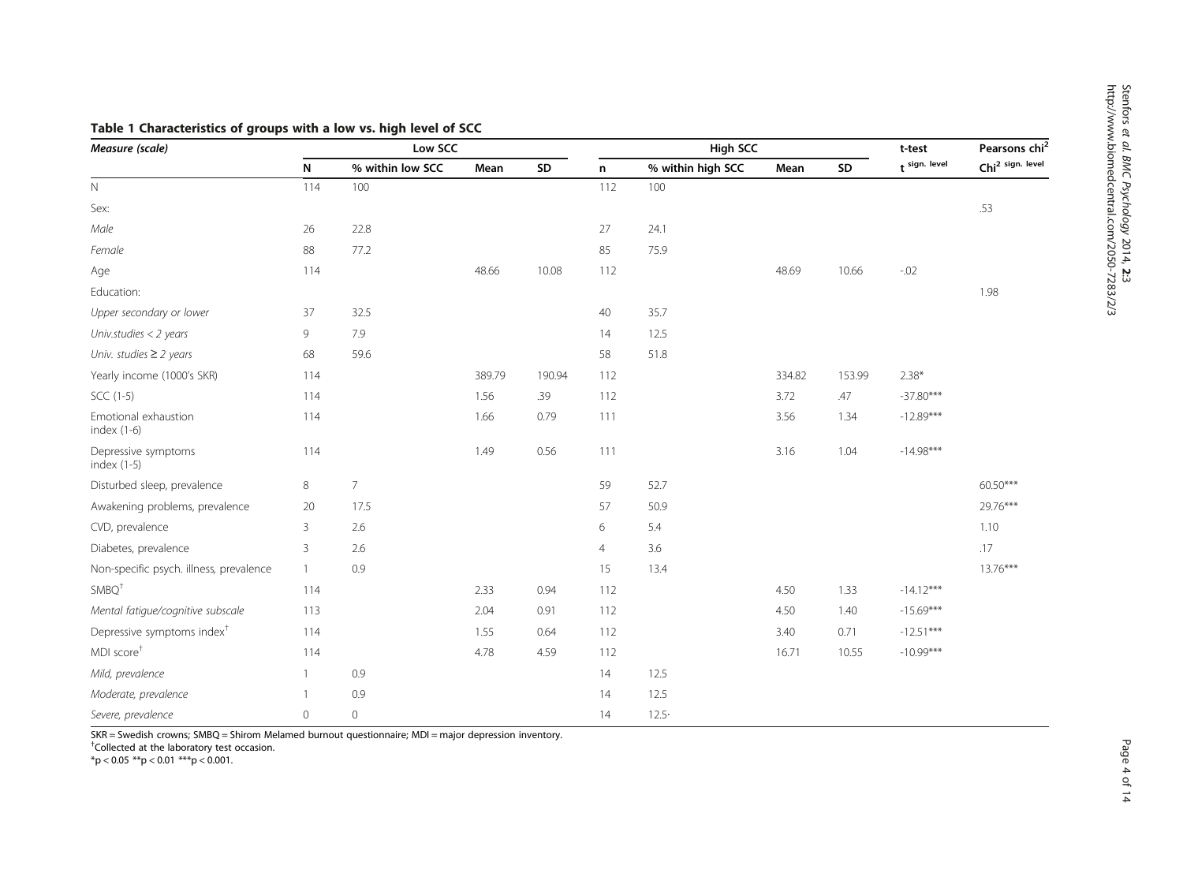**Table 1 Characteristics of groups with a low vs. high level of SCC**

| *Measure (scale)* | Low SCC | | | | High SCC | | | | t-test | Pearsons chi$^2$ |
|---|---|---|---|---|---|---|---|---|---|---|
| | N | % within low SCC | Mean | SD | n | % within high SCC | Mean | SD | t $^{sign.\ level}$ | Chi$^{2\ sign.\ level}$ |
| N | 114 | 100 | | | 112 | 100 | | | | |
| Sex: | | | | | | | | | | .53 |
| *Male* | 26 | 22.8 | | | 27 | 24.1 | | | | |
| *Female* | 88 | 77.2 | | | 85 | 75.9 | | | | |
| Age | 114 | | 48.66 | 10.08 | 112 | | 48.69 | 10.66 | -.02 | |
| Education: | | | | | | | | | | 1.98 |
| *Upper secondary or lower* | 37 | 32.5 | | | 40 | 35.7 | | | | |
| *Univ.studies < 2 years* | 9 | 7.9 | | | 14 | 12.5 | | | | |
| *Univ. studies ≥ 2 years* | 68 | 59.6 | | | 58 | 51.8 | | | | |
| Yearly income (1000's SKR) | 114 | | 389.79 | 190.94 | 112 | | 334.82 | 153.99 | 2.38* | |
| SCC (1-5) | 114 | | 1.56 | .39 | 112 | | 3.72 | .47 | -37.80*** | |
| Emotional exhaustion index (1-6) | 114 | | 1.66 | 0.79 | 111 | | 3.56 | 1.34 | -12.89*** | |
| Depressive symptoms index (1-5) | 114 | | 1.49 | 0.56 | 111 | | 3.16 | 1.04 | -14.98*** | |
| Disturbed sleep, prevalence | 8 | 7 | | | 59 | 52.7 | | | | 60.50*** |
| Awakening problems, prevalence | 20 | 17.5 | | | 57 | 50.9 | | | | 29.76*** |
| CVD, prevalence | 3 | 2.6 | | | 6 | 5.4 | | | | 1.10 |
| Diabetes, prevalence | 3 | 2.6 | | | 4 | 3.6 | | | | .17 |
| Non-specific psych. illness, prevalence | 1 | 0.9 | | | 15 | 13.4 | | | | 13.76*** |
| SMBQ[†] | 114 | | 2.33 | 0.94 | 112 | | 4.50 | 1.33 | -14.12*** | |
| *Mental fatigue/cognitive subscale* | 113 | | 2.04 | 0.91 | 112 | | 4.50 | 1.40 | -15.69*** | |
| Depressive symptoms index[†] | 114 | | 1.55 | 0.64 | 112 | | 3.40 | 0.71 | -12.51*** | |
| MDI score[†] | 114 | | 4.78 | 4.59 | 112 | | 16.71 | 10.55 | -10.99*** | |
| *Mild, prevalence* | 1 | 0.9 | | | 14 | 12.5 | | | | |
| *Moderate, prevalence* | 1 | 0.9 | | | 14 | 12.5 | | | | |
| *Severe, prevalence* | 0 | 0 | | | 14 | 12.5· | | | | |

SKR = Swedish crowns; SMBQ = Shirom Melamed burnout questionnaire; MDI = major depression inventory.
[†]Collected at the laboratory test occasion.
*p < 0.05 **p < 0.01 ***p < 0.001.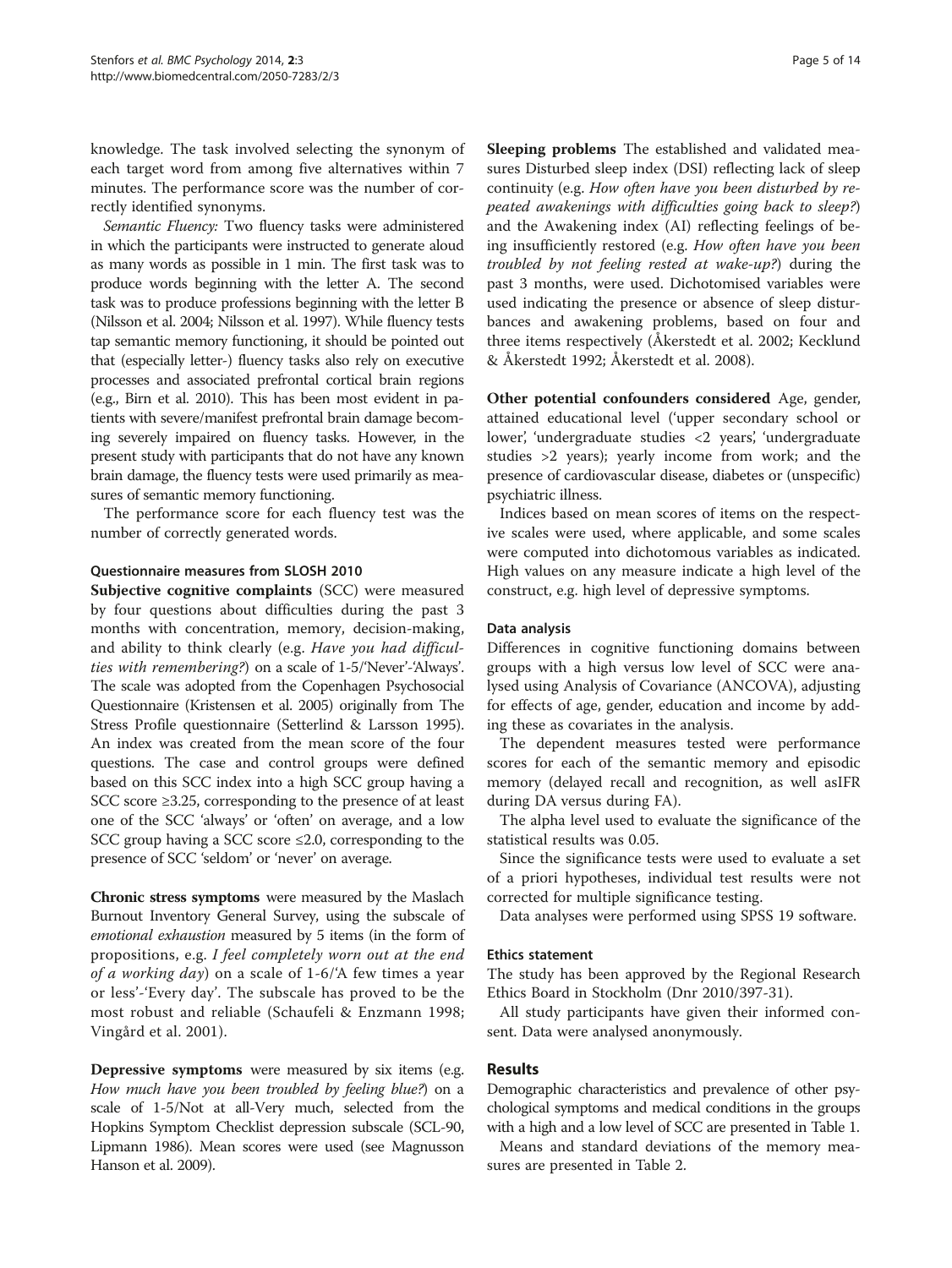knowledge. The task involved selecting the synonym of each target word from among five alternatives within 7 minutes. The performance score was the number of correctly identified synonyms.

*Semantic Fluency:* Two fluency tasks were administered in which the participants were instructed to generate aloud as many words as possible in 1 min. The first task was to produce words beginning with the letter A. The second task was to produce professions beginning with the letter B (Nilsson et al. 2004; Nilsson et al. 1997). While fluency tests tap semantic memory functioning, it should be pointed out that (especially letter-) fluency tasks also rely on executive processes and associated prefrontal cortical brain regions (e.g., Birn et al. 2010). This has been most evident in patients with severe/manifest prefrontal brain damage becoming severely impaired on fluency tasks. However, in the present study with participants that do not have any known brain damage, the fluency tests were used primarily as measures of semantic memory functioning.

The performance score for each fluency test was the number of correctly generated words.

#### Questionnaire measures from SLOSH 2010

**Subjective cognitive complaints** (SCC) were measured by four questions about difficulties during the past 3 months with concentration, memory, decision-making, and ability to think clearly (e.g. *Have you had difficulties with remembering?*) on a scale of 1-5/'Never'-'Always'. The scale was adopted from the Copenhagen Psychosocial Questionnaire (Kristensen et al. 2005) originally from The Stress Profile questionnaire (Setterlind & Larsson 1995). An index was created from the mean score of the four questions. The case and control groups were defined based on this SCC index into a high SCC group having a SCC score ≥3.25, corresponding to the presence of at least one of the SCC 'always' or 'often' on average, and a low SCC group having a SCC score ≤2.0, corresponding to the presence of SCC 'seldom' or 'never' on average.

**Chronic stress symptoms** were measured by the Maslach Burnout Inventory General Survey, using the subscale of *emotional exhaustion* measured by 5 items (in the form of propositions, e.g. *I feel completely worn out at the end of a working day*) on a scale of 1-6/'A few times a year or less'-'Every day'. The subscale has proved to be the most robust and reliable (Schaufeli & Enzmann 1998; Vingård et al. 2001).

**Depressive symptoms** were measured by six items (e.g. *How much have you been troubled by feeling blue?*) on a scale of 1-5/Not at all-Very much, selected from the Hopkins Symptom Checklist depression subscale (SCL-90, Lipmann 1986). Mean scores were used (see Magnusson Hanson et al. 2009).

**Sleeping problems** The established and validated measures Disturbed sleep index (DSI) reflecting lack of sleep continuity (e.g. *How often have you been disturbed by repeated awakenings with difficulties going back to sleep?*) and the Awakening index (AI) reflecting feelings of being insufficiently restored (e.g. *How often have you been troubled by not feeling rested at wake-up?*) during the past 3 months, were used. Dichotomised variables were used indicating the presence or absence of sleep disturbances and awakening problems, based on four and three items respectively (Åkerstedt et al. 2002; Kecklund & Åkerstedt 1992; Åkerstedt et al. 2008).

**Other potential confounders considered** Age, gender, attained educational level ('upper secondary school or lower', 'undergraduate studies <2 years', 'undergraduate studies >2 years); yearly income from work; and the presence of cardiovascular disease, diabetes or (unspecific) psychiatric illness.

Indices based on mean scores of items on the respective scales were used, where applicable, and some scales were computed into dichotomous variables as indicated. High values on any measure indicate a high level of the construct, e.g. high level of depressive symptoms.

#### Data analysis

Differences in cognitive functioning domains between groups with a high versus low level of SCC were analysed using Analysis of Covariance (ANCOVA), adjusting for effects of age, gender, education and income by adding these as covariates in the analysis.

The dependent measures tested were performance scores for each of the semantic memory and episodic memory (delayed recall and recognition, as well asIFR during DA versus during FA).

The alpha level used to evaluate the significance of the statistical results was 0.05.

Since the significance tests were used to evaluate a set of a priori hypotheses, individual test results were not corrected for multiple significance testing.

Data analyses were performed using SPSS 19 software.

#### Ethics statement

The study has been approved by the Regional Research Ethics Board in Stockholm (Dnr 2010/397-31).

All study participants have given their informed consent. Data were analysed anonymously.

## Results

Demographic characteristics and prevalence of other psychological symptoms and medical conditions in the groups with a high and a low level of SCC are presented in Table 1.

Means and standard deviations of the memory measures are presented in Table 2.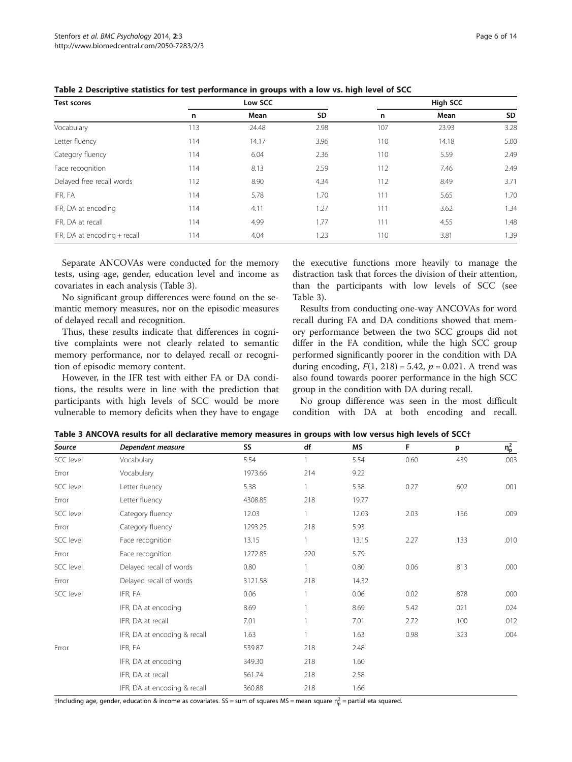**Table 2 Descriptive statistics for test performance in groups with a low vs. high level of SCC**

| Test scores | Low SCC | | | High SCC | | |
|---|---|---|---|---|---|---|
| | n | Mean | SD | n | Mean | SD |
| Vocabulary | 113 | 24.48 | 2.98 | 107 | 23.93 | 3.28 |
| Letter fluency | 114 | 14.17 | 3.96 | 110 | 14.18 | 5.00 |
| Category fluency | 114 | 6.04 | 2.36 | 110 | 5.59 | 2.49 |
| Face recognition | 114 | 8.13 | 2.59 | 112 | 7.46 | 2.49 |
| Delayed free recall words | 112 | 8.90 | 4.34 | 112 | 8.49 | 3.71 |
| IFR, FA | 114 | 5.78 | 1.70 | 111 | 5.65 | 1.70 |
| IFR, DA at encoding | 114 | 4.11 | 1.27 | 111 | 3.62 | 1.34 |
| IFR, DA at recall | 114 | 4.99 | 1.77 | 111 | 4.55 | 1.48 |
| IFR, DA at encoding + recall | 114 | 4.04 | 1.23 | 110 | 3.81 | 1.39 |

Separate ANCOVAs were conducted for the memory tests, using age, gender, education level and income as covariates in each analysis (Table 3).

No significant group differences were found on the semantic memory measures, nor on the episodic measures of delayed recall and recognition.

Thus, these results indicate that differences in cognitive complaints were not clearly related to semantic memory performance, nor to delayed recall or recognition of episodic memory content.

However, in the IFR test with either FA or DA conditions, the results were in line with the prediction that participants with high levels of SCC would be more vulnerable to memory deficits when they have to engage the executive functions more heavily to manage the distraction task that forces the division of their attention, than the participants with low levels of SCC (see Table 3).

Results from conducting one-way ANCOVAs for word recall during FA and DA conditions showed that memory performance between the two SCC groups did not differ in the FA condition, while the high SCC group performed significantly poorer in the condition with DA during encoding, $F(1, 218) = 5.42$, $p = 0.021$. A trend was also found towards poorer performance in the high SCC group in the condition with DA during recall.

No group difference was seen in the most difficult condition with DA at both encoding and recall.

**Table 3 ANCOVA results for all declarative memory measures in groups with low versus high levels of SCC†**

| *Source* | *Dependent measure* | SS | df | MS | F | p | $\eta_p^2$ |
|---|---|---|---|---|---|---|---|
| SCC level | Vocabulary | 5.54 | 1 | 5.54 | 0.60 | .439 | .003 |
| Error | Vocabulary | 1973.66 | 214 | 9.22 | | | |
| SCC level | Letter fluency | 5.38 | 1 | 5.38 | 0.27 | .602 | .001 |
| Error | Letter fluency | 4308.85 | 218 | 19.77 | | | |
| SCC level | Category fluency | 12.03 | 1 | 12.03 | 2.03 | .156 | .009 |
| Error | Category fluency | 1293.25 | 218 | 5.93 | | | |
| SCC level | Face recognition | 13.15 | 1 | 13.15 | 2.27 | .133 | .010 |
| Error | Face recognition | 1272.85 | 220 | 5.79 | | | |
| SCC level | Delayed recall of words | 0.80 | 1 | 0.80 | 0.06 | .813 | .000 |
| Error | Delayed recall of words | 3121.58 | 218 | 14.32 | | | |
| SCC level | IFR, FA | 0.06 | 1 | 0.06 | 0.02 | .878 | .000 |
| | IFR, DA at encoding | 8.69 | 1 | 8.69 | 5.42 | .021 | .024 |
| | IFR, DA at recall | 7.01 | 1 | 7.01 | 2.72 | .100 | .012 |
| | IFR, DA at encoding & recall | 1.63 | 1 | 1.63 | 0.98 | .323 | .004 |
| Error | IFR, FA | 539.87 | 218 | 2.48 | | | |
| | IFR, DA at encoding | 349.30 | 218 | 1.60 | | | |
| | IFR, DA at recall | 561.74 | 218 | 2.58 | | | |
| | IFR, DA at encoding & recall | 360.88 | 218 | 1.66 | | | |

†Including age, gender, education & income as covariates. SS = sum of squares MS = mean square $\eta_p^2$ = partial eta squared.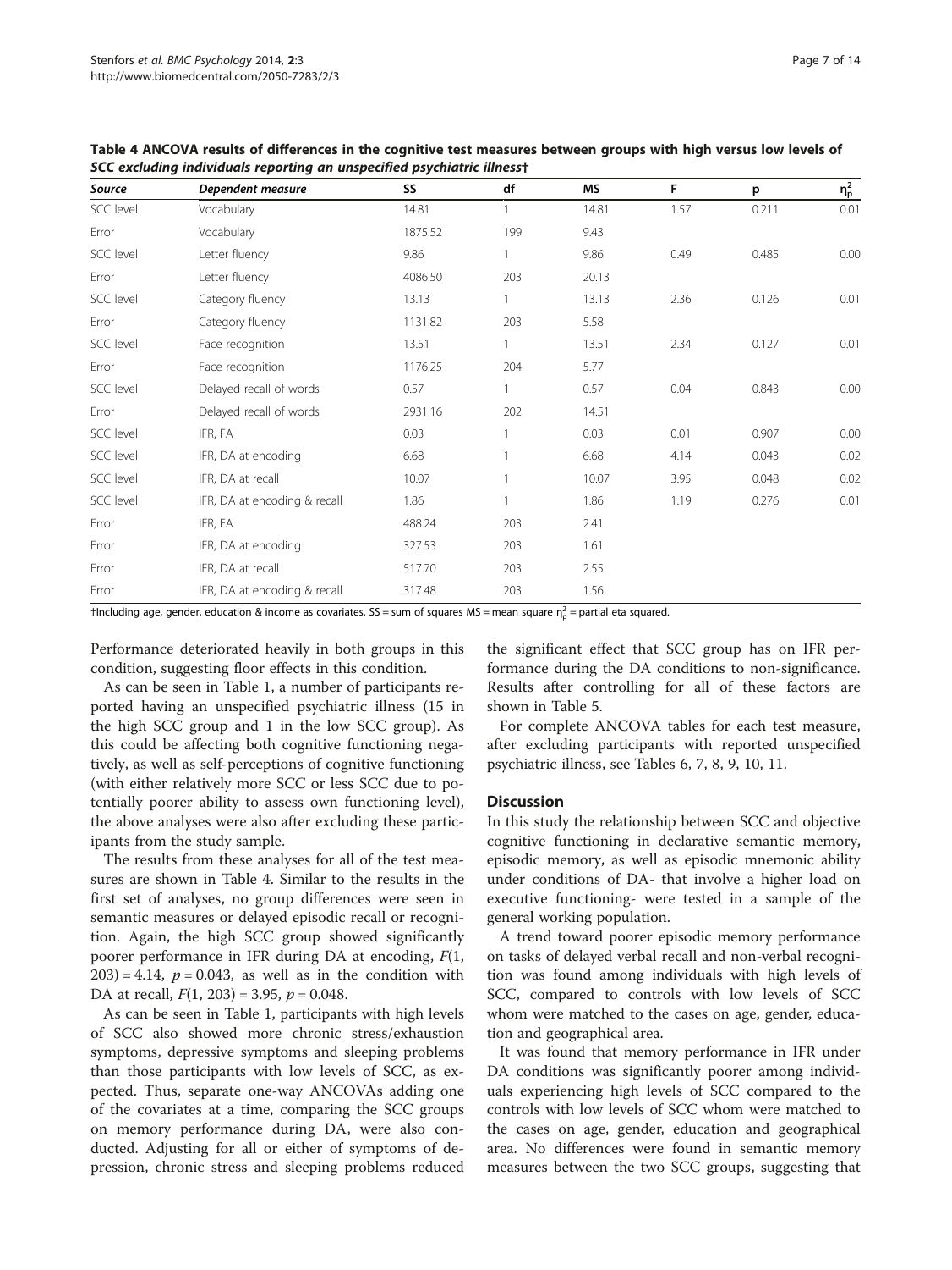**Table 4 ANCOVA results of differences in the cognitive test measures between groups with high versus low levels of *SCC excluding individuals reporting an unspecified psychiatric illness*†**

| Source | Dependent measure | SS | df | MS | F | p | $\eta_p^2$ |
|---|---|---|---|---|---|---|---|
| SCC level | Vocabulary | 14.81 | 1 | 14.81 | 1.57 | 0.211 | 0.01 |
| Error | Vocabulary | 1875.52 | 199 | 9.43 | | | |
| SCC level | Letter fluency | 9.86 | 1 | 9.86 | 0.49 | 0.485 | 0.00 |
| Error | Letter fluency | 4086.50 | 203 | 20.13 | | | |
| SCC level | Category fluency | 13.13 | 1 | 13.13 | 2.36 | 0.126 | 0.01 |
| Error | Category fluency | 1131.82 | 203 | 5.58 | | | |
| SCC level | Face recognition | 13.51 | 1 | 13.51 | 2.34 | 0.127 | 0.01 |
| Error | Face recognition | 1176.25 | 204 | 5.77 | | | |
| SCC level | Delayed recall of words | 0.57 | 1 | 0.57 | 0.04 | 0.843 | 0.00 |
| Error | Delayed recall of words | 2931.16 | 202 | 14.51 | | | |
| SCC level | IFR, FA | 0.03 | 1 | 0.03 | 0.01 | 0.907 | 0.00 |
| SCC level | IFR, DA at encoding | 6.68 | 1 | 6.68 | 4.14 | 0.043 | 0.02 |
| SCC level | IFR, DA at recall | 10.07 | 1 | 10.07 | 3.95 | 0.048 | 0.02 |
| SCC level | IFR, DA at encoding & recall | 1.86 | 1 | 1.86 | 1.19 | 0.276 | 0.01 |
| Error | IFR, FA | 488.24 | 203 | 2.41 | | | |
| Error | IFR, DA at encoding | 327.53 | 203 | 1.61 | | | |
| Error | IFR, DA at recall | 517.70 | 203 | 2.55 | | | |
| Error | IFR, DA at encoding & recall | 317.48 | 203 | 1.56 | | | |

†Including age, gender, education & income as covariates. SS = sum of squares MS = mean square $\eta_p^2$ = partial eta squared.

Performance deteriorated heavily in both groups in this condition, suggesting floor effects in this condition.

As can be seen in Table 1, a number of participants reported having an unspecified psychiatric illness (15 in the high SCC group and 1 in the low SCC group). As this could be affecting both cognitive functioning negatively, as well as self-perceptions of cognitive functioning (with either relatively more SCC or less SCC due to potentially poorer ability to assess own functioning level), the above analyses were also after excluding these participants from the study sample.

The results from these analyses for all of the test measures are shown in Table 4. Similar to the results in the first set of analyses, no group differences were seen in semantic measures or delayed episodic recall or recognition. Again, the high SCC group showed significantly poorer performance in IFR during DA at encoding, $F(1, 203) = 4.14$, $p = 0.043$, as well as in the condition with DA at recall, $F(1, 203) = 3.95$, $p = 0.048$.

As can be seen in Table 1, participants with high levels of SCC also showed more chronic stress/exhaustion symptoms, depressive symptoms and sleeping problems than those participants with low levels of SCC, as expected. Thus, separate one-way ANCOVAs adding one of the covariates at a time, comparing the SCC groups on memory performance during DA, were also conducted. Adjusting for all or either of symptoms of depression, chronic stress and sleeping problems reduced the significant effect that SCC group has on IFR performance during the DA conditions to non-significance. Results after controlling for all of these factors are shown in Table 5.

For complete ANCOVA tables for each test measure, after excluding participants with reported unspecified psychiatric illness, see Tables 6, 7, 8, 9, 10, 11.

## Discussion

In this study the relationship between SCC and objective cognitive functioning in declarative semantic memory, episodic memory, as well as episodic mnemonic ability under conditions of DA- that involve a higher load on executive functioning- were tested in a sample of the general working population.

A trend toward poorer episodic memory performance on tasks of delayed verbal recall and non-verbal recognition was found among individuals with high levels of SCC, compared to controls with low levels of SCC whom were matched to the cases on age, gender, education and geographical area.

It was found that memory performance in IFR under DA conditions was significantly poorer among individuals experiencing high levels of SCC compared to the controls with low levels of SCC whom were matched to the cases on age, gender, education and geographical area. No differences were found in semantic memory measures between the two SCC groups, suggesting that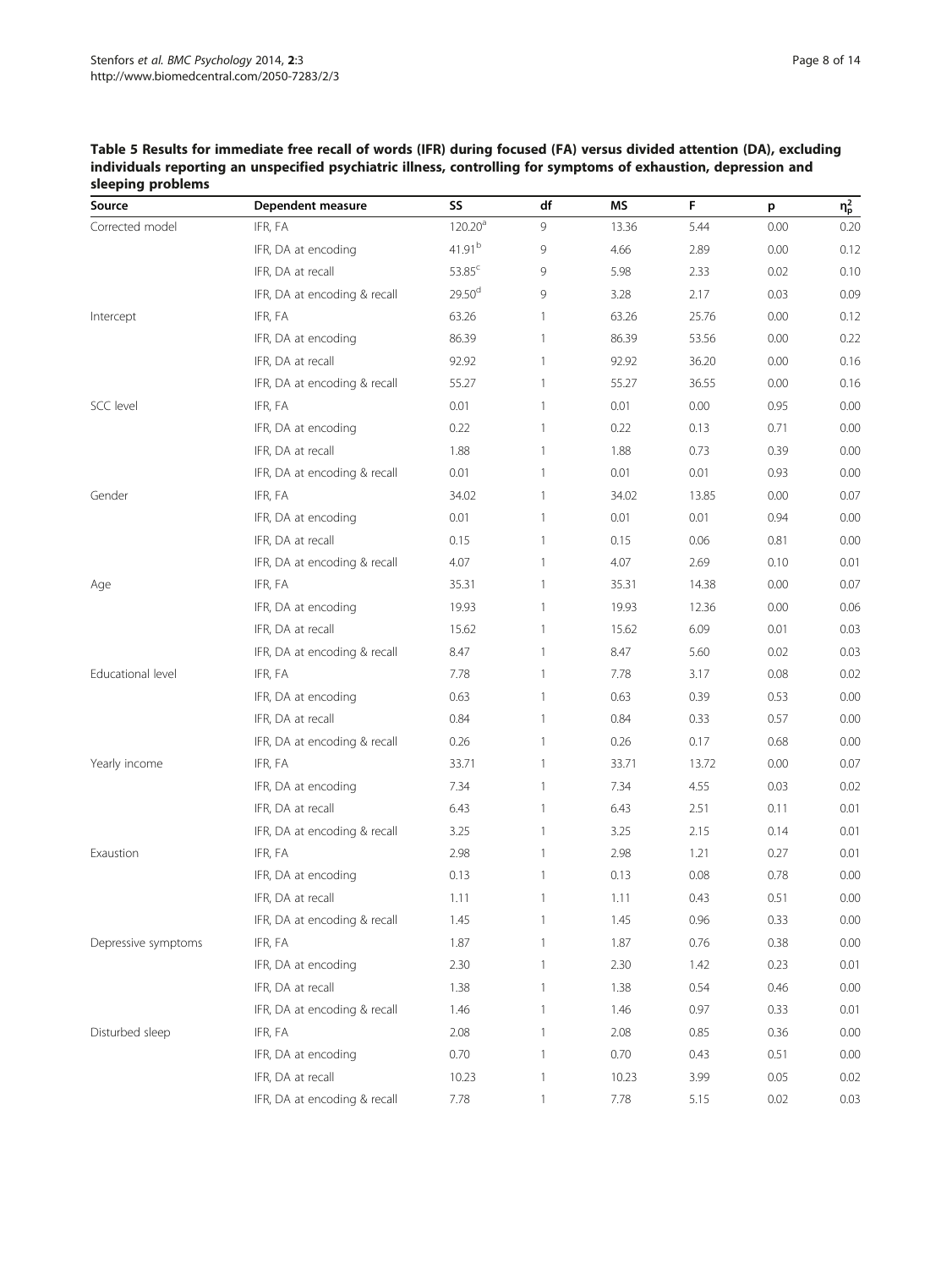**Table 5 Results for immediate free recall of words (IFR) during focused (FA) versus divided attention (DA), excluding individuals reporting an unspecified psychiatric illness, controlling for symptoms of exhaustion, depression and sleeping problems**

| Source | Dependent measure | SS | df | MS | F | p | $\eta_p^2$ |
|---|---|---|---|---|---|---|---|
| Corrected model | IFR, FA | 120.20[a] | 9 | 13.36 | 5.44 | 0.00 | 0.20 |
| | IFR, DA at encoding | 41.91[b] | 9 | 4.66 | 2.89 | 0.00 | 0.12 |
| | IFR, DA at recall | 53.85[c] | 9 | 5.98 | 2.33 | 0.02 | 0.10 |
| | IFR, DA at encoding & recall | 29.50[d] | 9 | 3.28 | 2.17 | 0.03 | 0.09 |
| Intercept | IFR, FA | 63.26 | 1 | 63.26 | 25.76 | 0.00 | 0.12 |
| | IFR, DA at encoding | 86.39 | 1 | 86.39 | 53.56 | 0.00 | 0.22 |
| | IFR, DA at recall | 92.92 | 1 | 92.92 | 36.20 | 0.00 | 0.16 |
| | IFR, DA at encoding & recall | 55.27 | 1 | 55.27 | 36.55 | 0.00 | 0.16 |
| SCC level | IFR, FA | 0.01 | 1 | 0.01 | 0.00 | 0.95 | 0.00 |
| | IFR, DA at encoding | 0.22 | 1 | 0.22 | 0.13 | 0.71 | 0.00 |
| | IFR, DA at recall | 1.88 | 1 | 1.88 | 0.73 | 0.39 | 0.00 |
| | IFR, DA at encoding & recall | 0.01 | 1 | 0.01 | 0.01 | 0.93 | 0.00 |
| Gender | IFR, FA | 34.02 | 1 | 34.02 | 13.85 | 0.00 | 0.07 |
| | IFR, DA at encoding | 0.01 | 1 | 0.01 | 0.01 | 0.94 | 0.00 |
| | IFR, DA at recall | 0.15 | 1 | 0.15 | 0.06 | 0.81 | 0.00 |
| | IFR, DA at encoding & recall | 4.07 | 1 | 4.07 | 2.69 | 0.10 | 0.01 |
| Age | IFR, FA | 35.31 | 1 | 35.31 | 14.38 | 0.00 | 0.07 |
| | IFR, DA at encoding | 19.93 | 1 | 19.93 | 12.36 | 0.00 | 0.06 |
| | IFR, DA at recall | 15.62 | 1 | 15.62 | 6.09 | 0.01 | 0.03 |
| | IFR, DA at encoding & recall | 8.47 | 1 | 8.47 | 5.60 | 0.02 | 0.03 |
| Educational level | IFR, FA | 7.78 | 1 | 7.78 | 3.17 | 0.08 | 0.02 |
| | IFR, DA at encoding | 0.63 | 1 | 0.63 | 0.39 | 0.53 | 0.00 |
| | IFR, DA at recall | 0.84 | 1 | 0.84 | 0.33 | 0.57 | 0.00 |
| | IFR, DA at encoding & recall | 0.26 | 1 | 0.26 | 0.17 | 0.68 | 0.00 |
| Yearly income | IFR, FA | 33.71 | 1 | 33.71 | 13.72 | 0.00 | 0.07 |
| | IFR, DA at encoding | 7.34 | 1 | 7.34 | 4.55 | 0.03 | 0.02 |
| | IFR, DA at recall | 6.43 | 1 | 6.43 | 2.51 | 0.11 | 0.01 |
| | IFR, DA at encoding & recall | 3.25 | 1 | 3.25 | 2.15 | 0.14 | 0.01 |
| Exaustion | IFR, FA | 2.98 | 1 | 2.98 | 1.21 | 0.27 | 0.01 |
| | IFR, DA at encoding | 0.13 | 1 | 0.13 | 0.08 | 0.78 | 0.00 |
| | IFR, DA at recall | 1.11 | 1 | 1.11 | 0.43 | 0.51 | 0.00 |
| | IFR, DA at encoding & recall | 1.45 | 1 | 1.45 | 0.96 | 0.33 | 0.00 |
| Depressive symptoms | IFR, FA | 1.87 | 1 | 1.87 | 0.76 | 0.38 | 0.00 |
| | IFR, DA at encoding | 2.30 | 1 | 2.30 | 1.42 | 0.23 | 0.01 |
| | IFR, DA at recall | 1.38 | 1 | 1.38 | 0.54 | 0.46 | 0.00 |
| | IFR, DA at encoding & recall | 1.46 | 1 | 1.46 | 0.97 | 0.33 | 0.01 |
| Disturbed sleep | IFR, FA | 2.08 | 1 | 2.08 | 0.85 | 0.36 | 0.00 |
| | IFR, DA at encoding | 0.70 | 1 | 0.70 | 0.43 | 0.51 | 0.00 |
| | IFR, DA at recall | 10.23 | 1 | 10.23 | 3.99 | 0.05 | 0.02 |
| | IFR, DA at encoding & recall | 7.78 | 1 | 7.78 | 5.15 | 0.02 | 0.03 |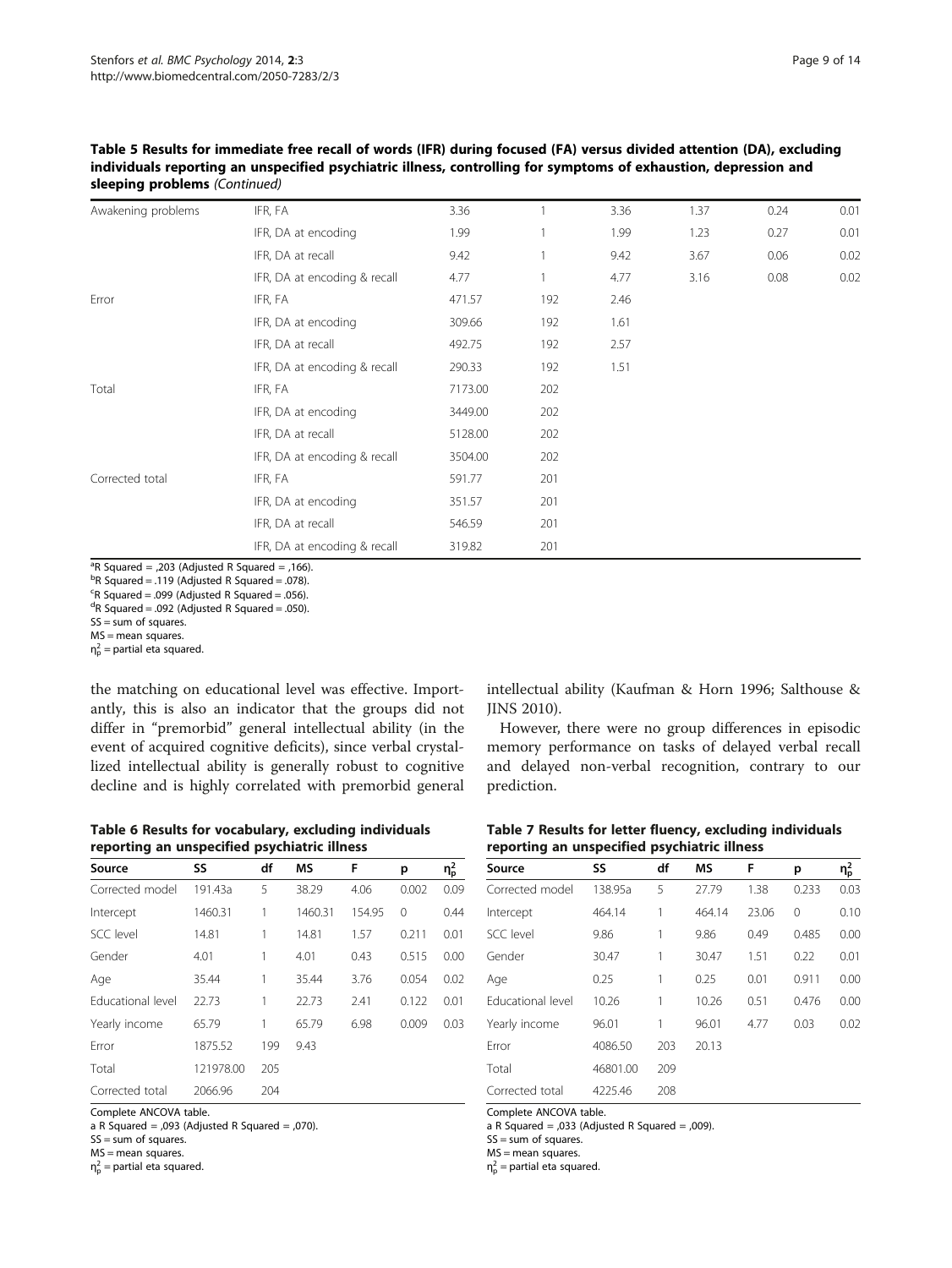**Table 5 Results for immediate free recall of words (IFR) during focused (FA) versus divided attention (DA), excluding individuals reporting an unspecified psychiatric illness, controlling for symptoms of exhaustion, depression and sleeping problems** *(Continued)*

| | | | | | | | |
|---|---|---|---|---|---|---|---|
| Awakening problems | IFR, FA | 3.36 | 1 | 3.36 | 1.37 | 0.24 | 0.01 |
| | IFR, DA at encoding | 1.99 | 1 | 1.99 | 1.23 | 0.27 | 0.01 |
| | IFR, DA at recall | 9.42 | 1 | 9.42 | 3.67 | 0.06 | 0.02 |
| | IFR, DA at encoding & recall | 4.77 | 1 | 4.77 | 3.16 | 0.08 | 0.02 |
| Error | IFR, FA | 471.57 | 192 | 2.46 | | | |
| | IFR, DA at encoding | 309.66 | 192 | 1.61 | | | |
| | IFR, DA at recall | 492.75 | 192 | 2.57 | | | |
| | IFR, DA at encoding & recall | 290.33 | 192 | 1.51 | | | |
| Total | IFR, FA | 7173.00 | 202 | | | | |
| | IFR, DA at encoding | 3449.00 | 202 | | | | |
| | IFR, DA at recall | 5128.00 | 202 | | | | |
| | IFR, DA at encoding & recall | 3504.00 | 202 | | | | |
| Corrected total | IFR, FA | 591.77 | 201 | | | | |
| | IFR, DA at encoding | 351.57 | 201 | | | | |
| | IFR, DA at recall | 546.59 | 201 | | | | |
| | IFR, DA at encoding & recall | 319.82 | 201 | | | | |

[a]R Squared = ,203 (Adjusted R Squared = ,166).
[b]R Squared = .119 (Adjusted R Squared = .078).
[c]R Squared = .099 (Adjusted R Squared = .056).
[d]R Squared = .092 (Adjusted R Squared = .050).
SS = sum of squares.
MS = mean squares.
$\eta_p^2$ = partial eta squared.

the matching on educational level was effective. Importantly, this is also an indicator that the groups did not differ in "premorbid" general intellectual ability (in the event of acquired cognitive deficits), since verbal crystallized intellectual ability is generally robust to cognitive decline and is highly correlated with premorbid general intellectual ability (Kaufman & Horn 1996; Salthouse & JINS 2010).

However, there were no group differences in episodic memory performance on tasks of delayed verbal recall and delayed non-verbal recognition, contrary to our prediction.

**Table 6 Results for vocabulary, excluding individuals reporting an unspecified psychiatric illness**

| Source | SS | df | MS | F | p | $\eta_p^2$ |
|---|---|---|---|---|---|---|
| Corrected model | 191.43a | 5 | 38.29 | 4.06 | 0.002 | 0.09 |
| Intercept | 1460.31 | 1 | 1460.31 | 154.95 | 0 | 0.44 |
| SCC level | 14.81 | 1 | 14.81 | 1.57 | 0.211 | 0.01 |
| Gender | 4.01 | 1 | 4.01 | 0.43 | 0.515 | 0.00 |
| Age | 35.44 | 1 | 35.44 | 3.76 | 0.054 | 0.02 |
| Educational level | 22.73 | 1 | 22.73 | 2.41 | 0.122 | 0.01 |
| Yearly income | 65.79 | 1 | 65.79 | 6.98 | 0.009 | 0.03 |
| Error | 1875.52 | 199 | 9.43 | | | |
| Total | 121978.00 | 205 | | | | |
| Corrected total | 2066.96 | 204 | | | | |

Complete ANCOVA table.
a R Squared = ,093 (Adjusted R Squared = ,070).
SS = sum of squares.
MS = mean squares.
$\eta_p^2$ = partial eta squared.

**Table 7 Results for letter fluency, excluding individuals reporting an unspecified psychiatric illness**

| Source | SS | df | MS | F | p | $\eta_p^2$ |
|---|---|---|---|---|---|---|
| Corrected model | 138.95a | 5 | 27.79 | 1.38 | 0.233 | 0.03 |
| Intercept | 464.14 | 1 | 464.14 | 23.06 | 0 | 0.10 |
| SCC level | 9.86 | 1 | 9.86 | 0.49 | 0.485 | 0.00 |
| Gender | 30.47 | 1 | 30.47 | 1.51 | 0.22 | 0.01 |
| Age | 0.25 | 1 | 0.25 | 0.01 | 0.911 | 0.00 |
| Educational level | 10.26 | 1 | 10.26 | 0.51 | 0.476 | 0.00 |
| Yearly income | 96.01 | 1 | 96.01 | 4.77 | 0.03 | 0.02 |
| Error | 4086.50 | 203 | 20.13 | | | |
| Total | 46801.00 | 209 | | | | |
| Corrected total | 4225.46 | 208 | | | | |

Complete ANCOVA table.
a R Squared = ,033 (Adjusted R Squared = ,009).
SS = sum of squares.
MS = mean squares.
$\eta_p^2$ = partial eta squared.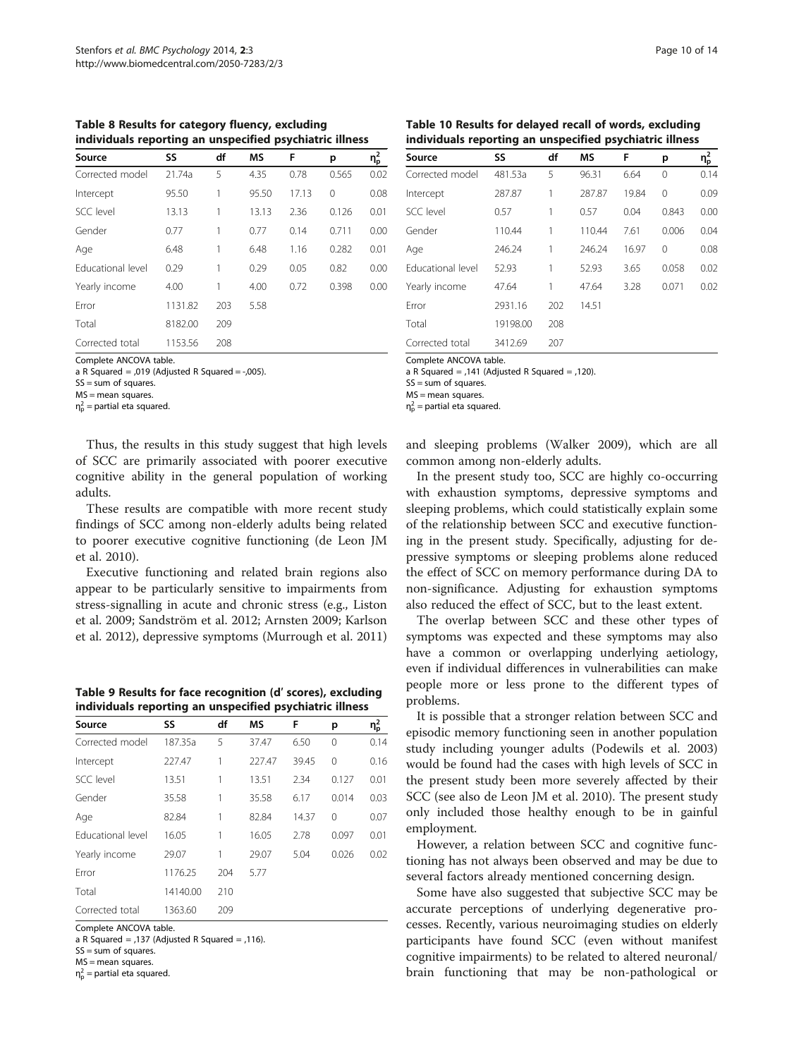**Table 8 Results for category fluency, excluding individuals reporting an unspecified psychiatric illness**

| Source | SS | df | MS | F | p | $\eta_p^2$ |
|---|---|---|---|---|---|---|
| Corrected model | 21.74a | 5 | 4.35 | 0.78 | 0.565 | 0.02 |
| Intercept | 95.50 | 1 | 95.50 | 17.13 | 0 | 0.08 |
| SCC level | 13.13 | 1 | 13.13 | 2.36 | 0.126 | 0.01 |
| Gender | 0.77 | 1 | 0.77 | 0.14 | 0.711 | 0.00 |
| Age | 6.48 | 1 | 6.48 | 1.16 | 0.282 | 0.01 |
| Educational level | 0.29 | 1 | 0.29 | 0.05 | 0.82 | 0.00 |
| Yearly income | 4.00 | 1 | 4.00 | 0.72 | 0.398 | 0.00 |
| Error | 1131.82 | 203 | 5.58 | | | |
| Total | 8182.00 | 209 | | | | |
| Corrected total | 1153.56 | 208 | | | | |

Complete ANCOVA table.
a R Squared = ,019 (Adjusted R Squared = -,005).
SS = sum of squares.
MS = mean squares.
$\eta_p^2$ = partial eta squared.

Thus, the results in this study suggest that high levels of SCC are primarily associated with poorer executive cognitive ability in the general population of working adults.

These results are compatible with more recent study findings of SCC among non-elderly adults being related to poorer executive cognitive functioning (de Leon JM et al. 2010).

Executive functioning and related brain regions also appear to be particularly sensitive to impairments from stress-signalling in acute and chronic stress (e.g., Liston et al. 2009; Sandström et al. 2012; Arnsten 2009; Karlson et al. 2012), depressive symptoms (Murrough et al. 2011)

**Table 9 Results for face recognition (d′ scores), excluding individuals reporting an unspecified psychiatric illness**

| Source | SS | df | MS | F | p | $\eta_p^2$ |
|---|---|---|---|---|---|---|
| Corrected model | 187.35a | 5 | 37.47 | 6.50 | 0 | 0.14 |
| Intercept | 227.47 | 1 | 227.47 | 39.45 | 0 | 0.16 |
| SCC level | 13.51 | 1 | 13.51 | 2.34 | 0.127 | 0.01 |
| Gender | 35.58 | 1 | 35.58 | 6.17 | 0.014 | 0.03 |
| Age | 82.84 | 1 | 82.84 | 14.37 | 0 | 0.07 |
| Educational level | 16.05 | 1 | 16.05 | 2.78 | 0.097 | 0.01 |
| Yearly income | 29.07 | 1 | 29.07 | 5.04 | 0.026 | 0.02 |
| Error | 1176.25 | 204 | 5.77 | | | |
| Total | 14140.00 | 210 | | | | |
| Corrected total | 1363.60 | 209 | | | | |

Complete ANCOVA table.
a R Squared = ,137 (Adjusted R Squared = ,116).
SS = sum of squares.
MS = mean squares.
$\eta_p^2$ = partial eta squared.

**Table 10 Results for delayed recall of words, excluding individuals reporting an unspecified psychiatric illness**

| Source | SS | df | MS | F | p | $\eta_p^2$ |
|---|---|---|---|---|---|---|
| Corrected model | 481.53a | 5 | 96.31 | 6.64 | 0 | 0.14 |
| Intercept | 287.87 | 1 | 287.87 | 19.84 | 0 | 0.09 |
| SCC level | 0.57 | 1 | 0.57 | 0.04 | 0.843 | 0.00 |
| Gender | 110.44 | 1 | 110.44 | 7.61 | 0.006 | 0.04 |
| Age | 246.24 | 1 | 246.24 | 16.97 | 0 | 0.08 |
| Educational level | 52.93 | 1 | 52.93 | 3.65 | 0.058 | 0.02 |
| Yearly income | 47.64 | 1 | 47.64 | 3.28 | 0.071 | 0.02 |
| Error | 2931.16 | 202 | 14.51 | | | |
| Total | 19198.00 | 208 | | | | |
| Corrected total | 3412.69 | 207 | | | | |

Complete ANCOVA table.
a R Squared = ,141 (Adjusted R Squared = ,120).
SS = sum of squares.
MS = mean squares.
$\eta_p^2$ = partial eta squared.

and sleeping problems (Walker 2009), which are all common among non-elderly adults.

In the present study too, SCC are highly co-occurring with exhaustion symptoms, depressive symptoms and sleeping problems, which could statistically explain some of the relationship between SCC and executive functioning in the present study. Specifically, adjusting for depressive symptoms or sleeping problems alone reduced the effect of SCC on memory performance during DA to non-significance. Adjusting for exhaustion symptoms also reduced the effect of SCC, but to the least extent.

The overlap between SCC and these other types of symptoms was expected and these symptoms may also have a common or overlapping underlying aetiology, even if individual differences in vulnerabilities can make people more or less prone to the different types of problems.

It is possible that a stronger relation between SCC and episodic memory functioning seen in another population study including younger adults (Podewils et al. 2003) would be found had the cases with high levels of SCC in the present study been more severely affected by their SCC (see also de Leon JM et al. 2010). The present study only included those healthy enough to be in gainful employment.

However, a relation between SCC and cognitive functioning has not always been observed and may be due to several factors already mentioned concerning design.

Some have also suggested that subjective SCC may be accurate perceptions of underlying degenerative processes. Recently, various neuroimaging studies on elderly participants have found SCC (even without manifest cognitive impairments) to be related to altered neuronal/brain functioning that may be non-pathological or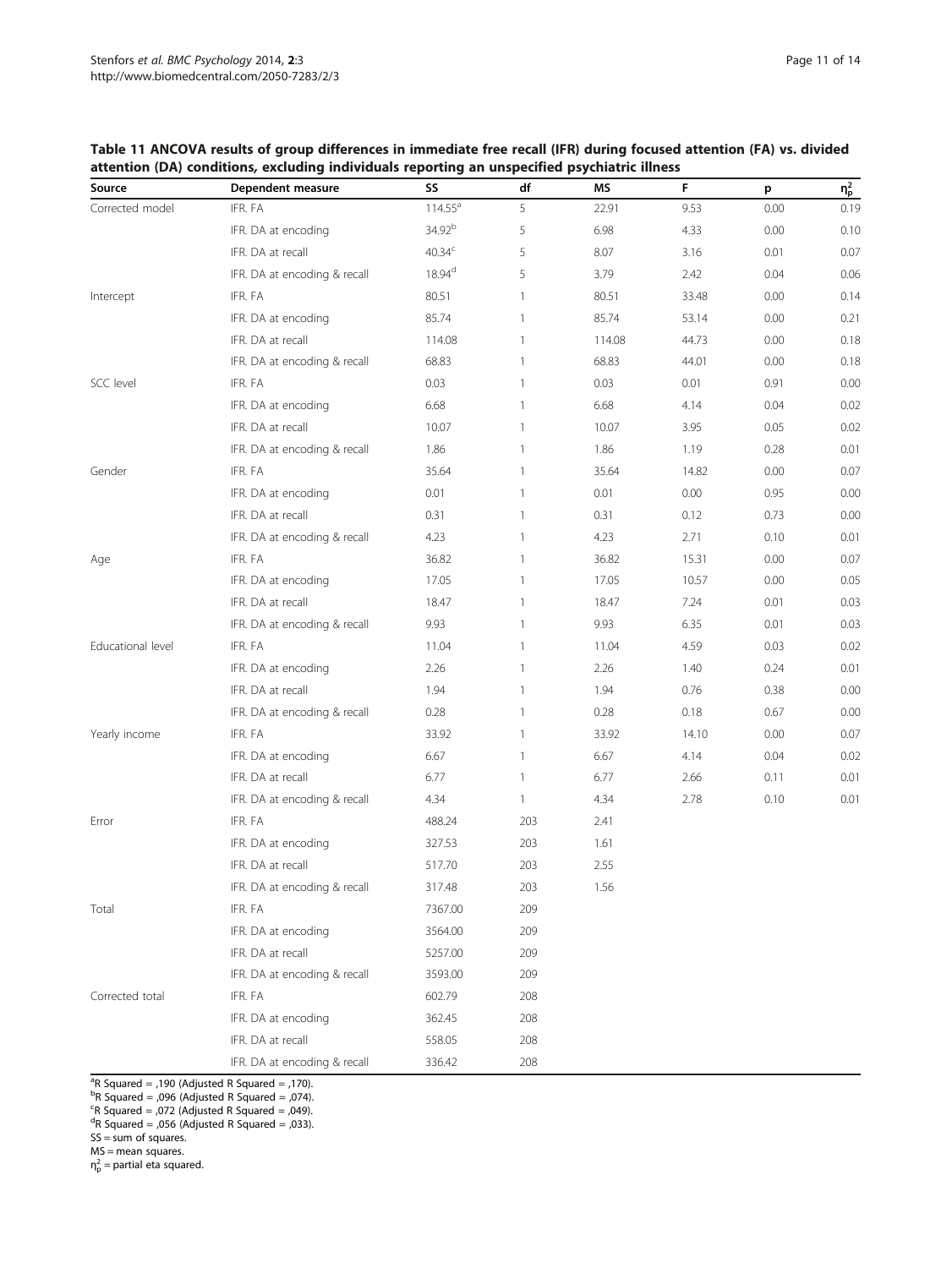**Table 11 ANCOVA results of group differences in immediate free recall (IFR) during focused attention (FA) vs. divided attention (DA) conditions, excluding individuals reporting an unspecified psychiatric illness**

| Source | Dependent measure | SS | df | MS | F | p | $\eta_p^2$ |
|---|---|---|---|---|---|---|---|
| Corrected model | IFR. FA | 114.55[a] | 5 | 22.91 | 9.53 | 0.00 | 0.19 |
| | IFR. DA at encoding | 34.92[b] | 5 | 6.98 | 4.33 | 0.00 | 0.10 |
| | IFR. DA at recall | 40.34[c] | 5 | 8.07 | 3.16 | 0.01 | 0.07 |
| | IFR. DA at encoding & recall | 18.94[d] | 5 | 3.79 | 2.42 | 0.04 | 0.06 |
| Intercept | IFR. FA | 80.51 | 1 | 80.51 | 33.48 | 0.00 | 0.14 |
| | IFR. DA at encoding | 85.74 | 1 | 85.74 | 53.14 | 0.00 | 0.21 |
| | IFR. DA at recall | 114.08 | 1 | 114.08 | 44.73 | 0.00 | 0.18 |
| | IFR. DA at encoding & recall | 68.83 | 1 | 68.83 | 44.01 | 0.00 | 0.18 |
| SCC level | IFR. FA | 0.03 | 1 | 0.03 | 0.01 | 0.91 | 0.00 |
| | IFR. DA at encoding | 6.68 | 1 | 6.68 | 4.14 | 0.04 | 0.02 |
| | IFR. DA at recall | 10.07 | 1 | 10.07 | 3.95 | 0.05 | 0.02 |
| | IFR. DA at encoding & recall | 1.86 | 1 | 1.86 | 1.19 | 0.28 | 0.01 |
| Gender | IFR. FA | 35.64 | 1 | 35.64 | 14.82 | 0.00 | 0.07 |
| | IFR. DA at encoding | 0.01 | 1 | 0.01 | 0.00 | 0.95 | 0.00 |
| | IFR. DA at recall | 0.31 | 1 | 0.31 | 0.12 | 0.73 | 0.00 |
| | IFR. DA at encoding & recall | 4.23 | 1 | 4.23 | 2.71 | 0.10 | 0.01 |
| Age | IFR. FA | 36.82 | 1 | 36.82 | 15.31 | 0.00 | 0.07 |
| | IFR. DA at encoding | 17.05 | 1 | 17.05 | 10.57 | 0.00 | 0.05 |
| | IFR. DA at recall | 18.47 | 1 | 18.47 | 7.24 | 0.01 | 0.03 |
| | IFR. DA at encoding & recall | 9.93 | 1 | 9.93 | 6.35 | 0.01 | 0.03 |
| Educational level | IFR. FA | 11.04 | 1 | 11.04 | 4.59 | 0.03 | 0.02 |
| | IFR. DA at encoding | 2.26 | 1 | 2.26 | 1.40 | 0.24 | 0.01 |
| | IFR. DA at recall | 1.94 | 1 | 1.94 | 0.76 | 0.38 | 0.00 |
| | IFR. DA at encoding & recall | 0.28 | 1 | 0.28 | 0.18 | 0.67 | 0.00 |
| Yearly income | IFR. FA | 33.92 | 1 | 33.92 | 14.10 | 0.00 | 0.07 |
| | IFR. DA at encoding | 6.67 | 1 | 6.67 | 4.14 | 0.04 | 0.02 |
| | IFR. DA at recall | 6.77 | 1 | 6.77 | 2.66 | 0.11 | 0.01 |
| | IFR. DA at encoding & recall | 4.34 | 1 | 4.34 | 2.78 | 0.10 | 0.01 |
| Error | IFR. FA | 488.24 | 203 | 2.41 | | | |
| | IFR. DA at encoding | 327.53 | 203 | 1.61 | | | |
| | IFR. DA at recall | 517.70 | 203 | 2.55 | | | |
| | IFR. DA at encoding & recall | 317.48 | 203 | 1.56 | | | |
| Total | IFR. FA | 7367.00 | 209 | | | | |
| | IFR. DA at encoding | 3564.00 | 209 | | | | |
| | IFR. DA at recall | 5257.00 | 209 | | | | |
| | IFR. DA at encoding & recall | 3593.00 | 209 | | | | |
| Corrected total | IFR. FA | 602.79 | 208 | | | | |
| | IFR. DA at encoding | 362.45 | 208 | | | | |
| | IFR. DA at recall | 558.05 | 208 | | | | |
| | IFR. DA at encoding & recall | 336.42 | 208 | | | | |

[a]R Squared = ,190 (Adjusted R Squared = ,170).
[b]R Squared = ,096 (Adjusted R Squared = ,074).
[c]R Squared = ,072 (Adjusted R Squared = ,049).
[d]R Squared = ,056 (Adjusted R Squared = ,033).
SS = sum of squares.
MS = mean squares.
$\eta_p^2$ = partial eta squared.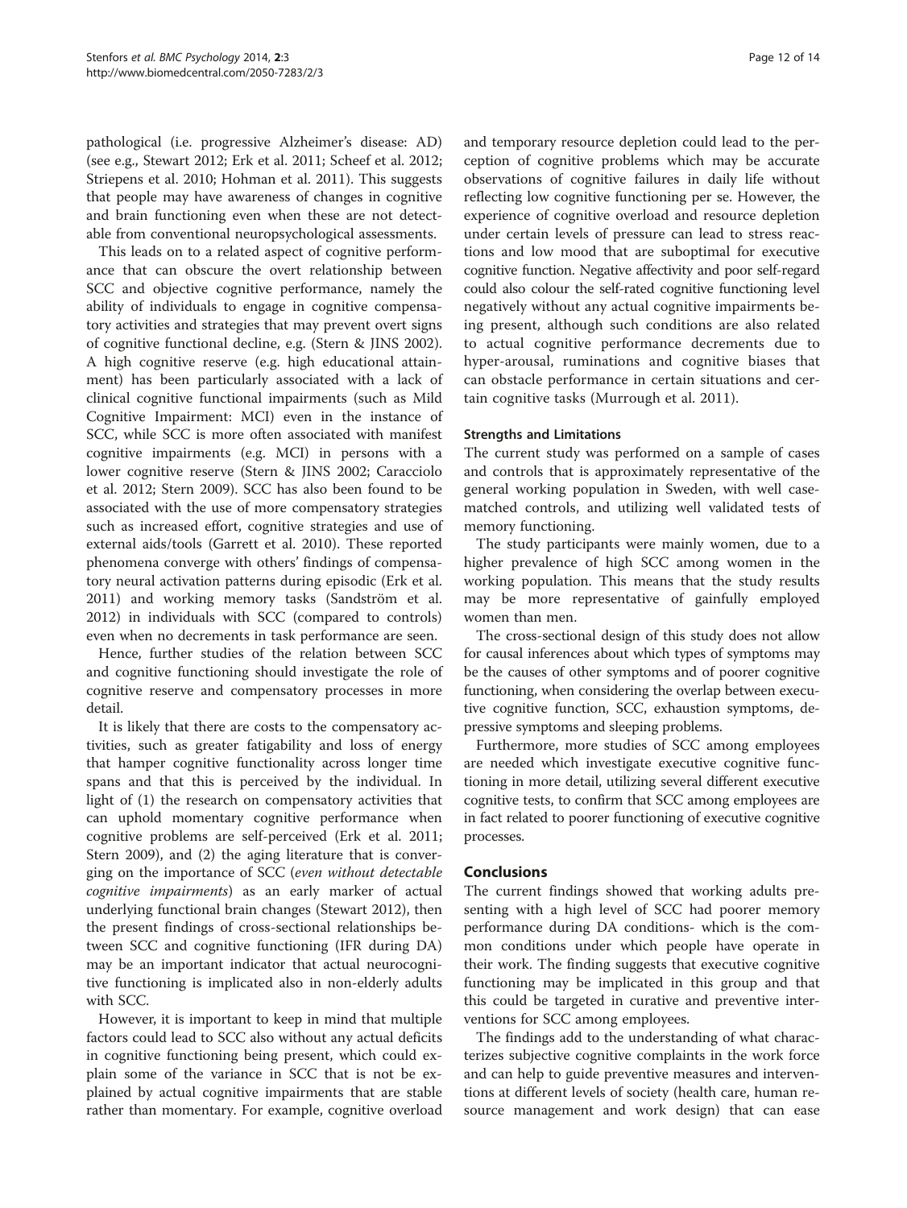pathological (i.e. progressive Alzheimer's disease: AD) (see e.g., Stewart 2012; Erk et al. 2011; Scheef et al. 2012; Striepens et al. 2010; Hohman et al. 2011). This suggests that people may have awareness of changes in cognitive and brain functioning even when these are not detectable from conventional neuropsychological assessments.

This leads on to a related aspect of cognitive performance that can obscure the overt relationship between SCC and objective cognitive performance, namely the ability of individuals to engage in cognitive compensatory activities and strategies that may prevent overt signs of cognitive functional decline, e.g. (Stern & JINS 2002). A high cognitive reserve (e.g. high educational attainment) has been particularly associated with a lack of clinical cognitive functional impairments (such as Mild Cognitive Impairment: MCI) even in the instance of SCC, while SCC is more often associated with manifest cognitive impairments (e.g. MCI) in persons with a lower cognitive reserve (Stern & JINS 2002; Caracciolo et al. 2012; Stern 2009). SCC has also been found to be associated with the use of more compensatory strategies such as increased effort, cognitive strategies and use of external aids/tools (Garrett et al. 2010). These reported phenomena converge with others' findings of compensatory neural activation patterns during episodic (Erk et al. 2011) and working memory tasks (Sandström et al. 2012) in individuals with SCC (compared to controls) even when no decrements in task performance are seen.

Hence, further studies of the relation between SCC and cognitive functioning should investigate the role of cognitive reserve and compensatory processes in more detail.

It is likely that there are costs to the compensatory activities, such as greater fatigability and loss of energy that hamper cognitive functionality across longer time spans and that this is perceived by the individual. In light of (1) the research on compensatory activities that can uphold momentary cognitive performance when cognitive problems are self-perceived (Erk et al. 2011; Stern 2009), and (2) the aging literature that is converging on the importance of SCC (*even without detectable cognitive impairments*) as an early marker of actual underlying functional brain changes (Stewart 2012), then the present findings of cross-sectional relationships between SCC and cognitive functioning (IFR during DA) may be an important indicator that actual neurocognitive functioning is implicated also in non-elderly adults with SCC.

However, it is important to keep in mind that multiple factors could lead to SCC also without any actual deficits in cognitive functioning being present, which could explain some of the variance in SCC that is not be explained by actual cognitive impairments that are stable rather than momentary. For example, cognitive overload and temporary resource depletion could lead to the perception of cognitive problems which may be accurate observations of cognitive failures in daily life without reflecting low cognitive functioning per se. However, the experience of cognitive overload and resource depletion under certain levels of pressure can lead to stress reactions and low mood that are suboptimal for executive cognitive function. Negative affectivity and poor self-regard could also colour the self-rated cognitive functioning level negatively without any actual cognitive impairments being present, although such conditions are also related to actual cognitive performance decrements due to hyper-arousal, ruminations and cognitive biases that can obstacle performance in certain situations and certain cognitive tasks (Murrough et al. 2011).

### Strengths and Limitations

The current study was performed on a sample of cases and controls that is approximately representative of the general working population in Sweden, with well case-matched controls, and utilizing well validated tests of memory functioning.

The study participants were mainly women, due to a higher prevalence of high SCC among women in the working population. This means that the study results may be more representative of gainfully employed women than men.

The cross-sectional design of this study does not allow for causal inferences about which types of symptoms may be the causes of other symptoms and of poorer cognitive functioning, when considering the overlap between executive cognitive function, SCC, exhaustion symptoms, depressive symptoms and sleeping problems.

Furthermore, more studies of SCC among employees are needed which investigate executive cognitive functioning in more detail, utilizing several different executive cognitive tests, to confirm that SCC among employees are in fact related to poorer functioning of executive cognitive processes.

## Conclusions

The current findings showed that working adults presenting with a high level of SCC had poorer memory performance during DA conditions- which is the common conditions under which people have operate in their work. The finding suggests that executive cognitive functioning may be implicated in this group and that this could be targeted in curative and preventive interventions for SCC among employees.

The findings add to the understanding of what characterizes subjective cognitive complaints in the work force and can help to guide preventive measures and interventions at different levels of society (health care, human resource management and work design) that can ease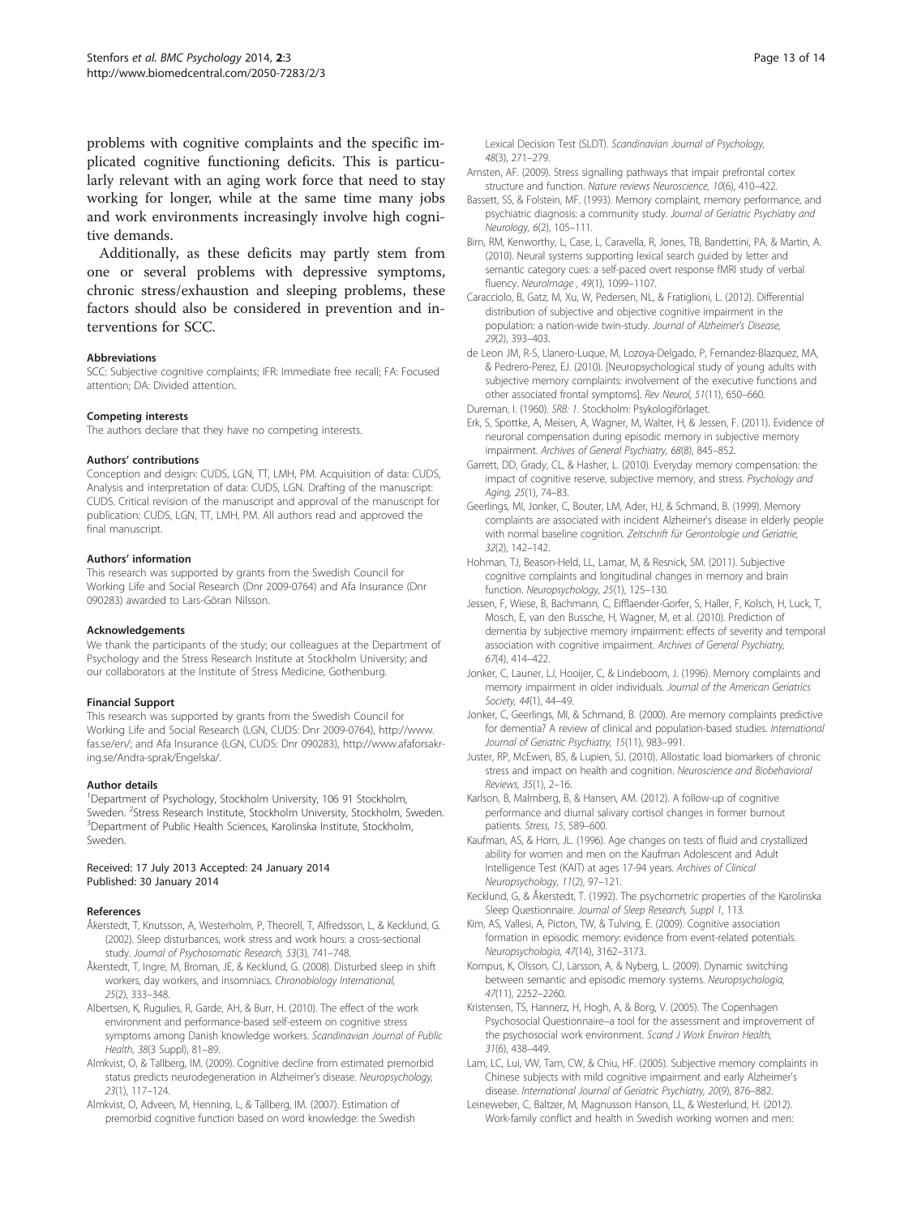problems with cognitive complaints and the specific implicated cognitive functioning deficits. This is particularly relevant with an aging work force that need to stay working for longer, while at the same time many jobs and work environments increasingly involve high cognitive demands.

Additionally, as these deficits may partly stem from one or several problems with depressive symptoms, chronic stress/exhaustion and sleeping problems, these factors should also be considered in prevention and interventions for SCC.

#### Abbreviations

SCC: Subjective cognitive complaints; IFR: Immediate free recall; FA: Focused attention; DA: Divided attention.

#### Competing interests

The authors declare that they have no competing interests.

#### Authors' contributions

Conception and design: CUDS, LGN, TT, LMH, PM. Acquisition of data: CUDS, Analysis and interpretation of data: CUDS, LGN. Drafting of the manuscript: CUDS. Critical revision of the manuscript and approval of the manuscript for publication: CUDS, LGN, TT, LMH, PM. All authors read and approved the final manuscript.

#### Authors' information

This research was supported by grants from the Swedish Council for Working Life and Social Research (Dnr 2009-0764) and Afa Insurance (Dnr 090283) awarded to Lars-Göran Nilsson.

#### Acknowledgements

We thank the participants of the study; our colleagues at the Department of Psychology and the Stress Research Institute at Stockholm University; and our collaborators at the Institute of Stress Medicine, Gothenburg.

#### Financial Support

This research was supported by grants from the Swedish Council for Working Life and Social Research (LGN, CUDS: Dnr 2009-0764), http://www.fas.se/en/; and Afa Insurance (LGN, CUDS: Dnr 090283), http://www.afaforsakring.se/Andra-sprak/Engelska/.

#### Author details

[1]Department of Psychology, Stockholm University, 106 91 Stockholm, Sweden. [2]Stress Research Institute, Stockholm University, Stockholm, Sweden. [3]Department of Public Health Sciences, Karolinska Institute, Stockholm, Sweden.

Received: 17 July 2013 Accepted: 24 January 2014
Published: 30 January 2014

#### References

Åkerstedt, T, Knutsson, A, Westerholm, P, Theorell, T, Alfredsson, L, & Kecklund, G. (2002). Sleep disturbances, work stress and work hours: a cross-sectional study. *Journal of Psychosomatic Research, 53*(3), 741–748.

Åkerstedt, T, Ingre, M, Broman, JE, & Kecklund, G. (2008). Disturbed sleep in shift workers, day workers, and insomniacs. *Chronobiology International, 25*(2), 333–348.

Albertsen, K, Rugulies, R, Garde, AH, & Burr, H. (2010). The effect of the work environment and performance-based self-esteem on cognitive stress symptoms among Danish knowledge workers. *Scandinavian Journal of Public Health, 38*(3 Suppl), 81–89.

Almkvist, O, & Tallberg, IM. (2009). Cognitive decline from estimated premorbid status predicts neurodegeneration in Alzheimer's disease. *Neuropsychology, 23*(1), 117–124.

Almkvist, O, Adveen, M, Henning, L, & Tallberg, IM. (2007). Estimation of premorbid cognitive function based on word knowledge: the Swedish Lexical Decision Test (SLDT). *Scandinavian Journal of Psychology, 48*(3), 271–279.

Arnsten, AF. (2009). Stress signalling pathways that impair prefrontal cortex structure and function. *Nature reviews Neuroscience, 10*(6), 410–422.

Bassett, SS, & Folstein, MF. (1993). Memory complaint, memory performance, and psychiatric diagnosis: a community study. *Journal of Geriatric Psychiatry and Neurology, 6*(2), 105–111.

Birn, RM, Kenworthy, L, Case, L, Caravella, R, Jones, TB, Bandettini, PA, & Martin, A. (2010). Neural systems supporting lexical search guided by letter and semantic category cues: a self-paced overt response fMRI study of verbal fluency. *NeuroImage , 49*(1), 1099–1107.

Caracciolo, B, Gatz, M, Xu, W, Pedersen, NL, & Fratiglioni, L. (2012). Differential distribution of subjective and objective cognitive impairment in the population: a nation-wide twin-study. *Journal of Alzheimer's Disease, 29*(2), 393–403.

de Leon JM, R-S, Llanero-Luque, M, Lozoya-Delgado, P, Fernandez-Blazquez, MA, & Pedrero-Perez, EJ. (2010). [Neuropsychological study of young adults with subjective memory complaints: involvement of the executive functions and other associated frontal symptoms]. *Rev Neurol, 51*(11), 650–660.

Dureman, I. (1960). *SRB: 1*. Stockholm: Psykologiförlaget.

Erk, S, Spottke, A, Meisen, A, Wagner, M, Walter, H, & Jessen, F. (2011). Evidence of neuronal compensation during episodic memory in subjective memory impairment. *Archives of General Psychiatry, 68*(8), 845–852.

Garrett, DD, Grady, CL, & Hasher, L. (2010). Everyday memory compensation: the impact of cognitive reserve, subjective memory, and stress. *Psychology and Aging, 25*(1), 74–83.

Geerlings, MI, Jonker, C, Bouter, LM, Ader, HJ, & Schmand, B. (1999). Memory complaints are associated with incident Alzheimer's disease in elderly people with normal baseline cognition. *Zeitschrift für Gerontologie und Geriatrie, 32*(2), 142–142.

Hohman, TJ, Beason-Held, LL, Lamar, M, & Resnick, SM. (2011). Subjective cognitive complaints and longitudinal changes in memory and brain function. *Neuropsychology, 25*(1), 125–130.

Jessen, F, Wiese, B, Bachmann, C, Eifflaender-Gorfer, S, Haller, F, Kolsch, H, Luck, T, Mosch, E, van den Bussche, H, Wagner, M, et al. (2010). Prediction of dementia by subjective memory impairment: effects of severity and temporal association with cognitive impairment. *Archives of General Psychiatry, 67*(4), 414–422.

Jonker, C, Launer, LJ, Hooijer, C, & Lindeboom, J. (1996). Memory complaints and memory impairment in older individuals. *Journal of the American Geriatrics Society, 44*(1), 44–49.

Jonker, C, Geerlings, MI, & Schmand, B. (2000). Are memory complaints predictive for dementia? A review of clinical and population-based studies. *International Journal of Geriatric Psychiatry, 15*(11), 983–991.

Juster, RP, McEwen, BS, & Lupien, SJ. (2010). Allostatic load biomarkers of chronic stress and impact on health and cognition. *Neuroscience and Biobehavioral Reviews, 35*(1), 2–16.

Karlson, B, Malmberg, B, & Hansen, AM. (2012). A follow-up of cognitive performance and diurnal salivary cortisol changes in former burnout patients. *Stress, 15*, 589–600.

Kaufman, AS, & Horn, JL. (1996). Age changes on tests of fluid and crystallized ability for women and men on the Kaufman Adolescent and Adult Intelligence Test (KAIT) at ages 17-94 years. *Archives of Clinical Neuropsychology, 11*(2), 97–121.

Kecklund, G, & Åkerstedt, T. (1992). The psychometric properties of the Karolinska Sleep Questionnaire. *Journal of Sleep Research, Suppl 1*, 113.

Kim, AS, Vallesi, A, Picton, TW, & Tulving, E. (2009). Cognitive association formation in episodic memory: evidence from event-related potentials. *Neuropsychologia, 47*(14), 3162–3173.

Kompus, K, Olsson, CJ, Larsson, A, & Nyberg, L. (2009). Dynamic switching between semantic and episodic memory systems. *Neuropsychologia, 47*(11), 2252–2260.

Kristensen, TS, Hannerz, H, Hogh, A, & Borg, V. (2005). The Copenhagen Psychosocial Questionnaire–a tool for the assessment and improvement of the psychosocial work environment. *Scand J Work Environ Health, 31*(6), 438–449.

Lam, LC, Lui, VW, Tam, CW, & Chiu, HF. (2005). Subjective memory complaints in Chinese subjects with mild cognitive impairment and early Alzheimer's disease. *International Journal of Geriatric Psychiatry, 20*(9), 876–882.

Leineweber, C, Baltzer, M, Magnusson Hanson, LL, & Westerlund, H. (2012). Work-family conflict and health in Swedish working women and men: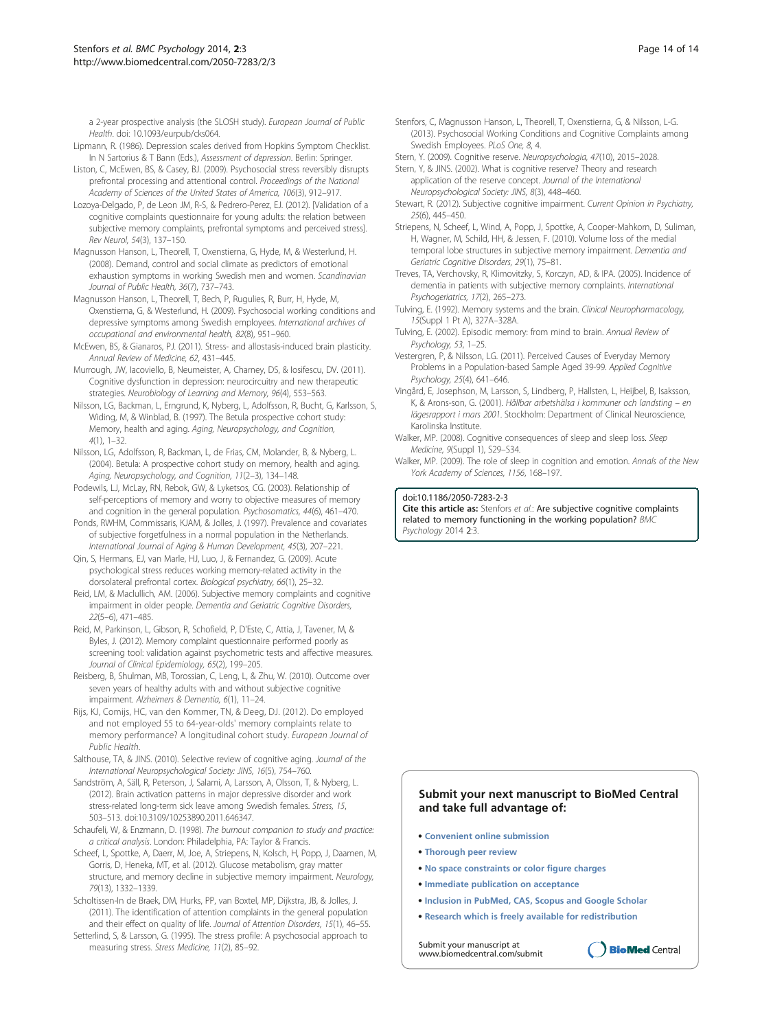a 2-year prospective analysis (the SLOSH study). *European Journal of Public Health*. doi: 10.1093/eurpub/cks064.

Lipmann, R. (1986). Depression scales derived from Hopkins Symptom Checklist. In N Sartorius & T Bann (Eds.), *Assessment of depression*. Berlin: Springer.

Liston, C, McEwen, BS, & Casey, BJ. (2009). Psychosocial stress reversibly disrupts prefrontal processing and attentional control. *Proceedings of the National Academy of Sciences of the United States of America, 106*(3), 912–917.

Lozoya-Delgado, P, de Leon JM, R-S, & Pedrero-Perez, EJ. (2012). [Validation of a cognitive complaints questionnaire for young adults: the relation between subjective memory complaints, prefrontal symptoms and perceived stress]. *Rev Neurol, 54*(3), 137–150.

Magnusson Hanson, L, Theorell, T, Oxenstierna, G, Hyde, M, & Westerlund, H. (2008). Demand, control and social climate as predictors of emotional exhaustion symptoms in working Swedish men and women. *Scandinavian Journal of Public Health, 36*(7), 737–743.

Magnusson Hanson, L, Theorell, T, Bech, P, Rugulies, R, Burr, H, Hyde, M, Oxenstierna, G, & Westerlund, H. (2009). Psychosocial working conditions and depressive symptoms among Swedish employees. *International archives of occupational and environmental health, 82*(8), 951–960.

McEwen, BS, & Gianaros, PJ. (2011). Stress- and allostasis-induced brain plasticity. *Annual Review of Medicine, 62*, 431–445.

Murrough, JW, Iacoviello, B, Neumeister, A, Charney, DS, & Iosifescu, DV. (2011). Cognitive dysfunction in depression: neurocircuitry and new therapeutic strategies. *Neurobiology of Learning and Memory, 96*(4), 553–563.

Nilsson, LG, Backman, L, Erngrund, K, Nyberg, L, Adolfsson, R, Bucht, G, Karlsson, S, Widing, M, & Winblad, B. (1997). The Betula prospective cohort study: Memory, health and aging. *Aging, Neuropsychology, and Cognition, 4*(1), 1–32.

Nilsson, LG, Adolfsson, R, Backman, L, de Frias, CM, Molander, B, & Nyberg, L. (2004). Betula: A prospective cohort study on memory, health and aging. *Aging, Neuropsychology, and Cognition, 11*(2–3), 134–148.

Podewils, LJ, McLay, RN, Rebok, GW, & Lyketsos, CG. (2003). Relationship of self-perceptions of memory and worry to objective measures of memory and cognition in the general population. *Psychosomatics, 44*(6), 461–470.

Ponds, RWHM, Commissaris, KJAM, & Jolles, J. (1997). Prevalence and covariates of subjective forgetfulness in a normal population in the Netherlands. *International Journal of Aging & Human Development, 45*(3), 207–221.

Qin, S, Hermans, EJ, van Marle, HJ, Luo, J, & Fernandez, G. (2009). Acute psychological stress reduces working memory-related activity in the dorsolateral prefrontal cortex. *Biological psychiatry, 66*(1), 25–32.

Reid, LM, & Maclullich, AM. (2006). Subjective memory complaints and cognitive impairment in older people. *Dementia and Geriatric Cognitive Disorders, 22*(5–6), 471–485.

Reid, M, Parkinson, L, Gibson, R, Schofield, P, D'Este, C, Attia, J, Tavener, M, & Byles, J. (2012). Memory complaint questionnaire performed poorly as screening tool: validation against psychometric tests and affective measures. *Journal of Clinical Epidemiology, 65*(2), 199–205.

Reisberg, B, Shulman, MB, Torossian, C, Leng, L, & Zhu, W. (2010). Outcome over seven years of healthy adults with and without subjective cognitive impairment. *Alzheimers & Dementia, 6*(1), 11–24.

Rijs, KJ, Comijs, HC, van den Kommer, TN, & Deeg, DJ. (2012). Do employed and not employed 55 to 64-year-olds' memory complaints relate to memory performance? A longitudinal cohort study. *European Journal of Public Health*.

Salthouse, TA, & JINS. (2010). Selective review of cognitive aging. *Journal of the International Neuropsychological Society: JINS, 16*(5), 754–760.

Sandström, A, Säll, R, Peterson, J, Salami, A, Larsson, A, Olsson, T, & Nyberg, L. (2012). Brain activation patterns in major depressive disorder and work stress-related long-term sick leave among Swedish females. *Stress, 15*, 503–513. doi:10.3109/10253890.2011.646347.

Schaufeli, W, & Enzmann, D. (1998). *The burnout companion to study and practice: a critical analysis*. London: Philadelphia, PA: Taylor & Francis.

Scheef, L, Spottke, A, Daerr, M, Joe, A, Striepens, N, Kolsch, H, Popp, J, Daamen, M, Gorris, D, Heneka, MT, et al. (2012). Glucose metabolism, gray matter structure, and memory decline in subjective memory impairment. *Neurology, 79*(13), 1332–1339.

Scholtissen-In de Braek, DM, Hurks, PP, van Boxtel, MP, Dijkstra, JB, & Jolles, J. (2011). The identification of attention complaints in the general population and their effect on quality of life. *Journal of Attention Disorders, 15*(1), 46–55.

Setterlind, S, & Larsson, G. (1995). The stress profile: A psychosocial approach to measuring stress. *Stress Medicine, 11*(2), 85–92.

Stenfors, C, Magnusson Hanson, L, Theorell, T, Oxenstierna, G, & Nilsson, L-G. (2013). Psychosocial Working Conditions and Cognitive Complaints among Swedish Employees. *PLoS One, 8*, 4.

Stern, Y. (2009). Cognitive reserve. *Neuropsychologia, 47*(10), 2015–2028.

Stern, Y, & JINS. (2002). What is cognitive reserve? Theory and research application of the reserve concept. *Journal of the International Neuropsychological Society: JINS, 8*(3), 448–460.

Stewart, R. (2012). Subjective cognitive impairment. *Current Opinion in Psychiatry, 25*(6), 445–450.

Striepens, N, Scheef, L, Wind, A, Popp, J, Spottke, A, Cooper-Mahkorn, D, Suliman, H, Wagner, M, Schild, HH, & Jessen, F. (2010). Volume loss of the medial temporal lobe structures in subjective memory impairment. *Dementia and Geriatric Cognitive Disorders, 29*(1), 75–81.

Treves, TA, Verchovsky, R, Klimovitzky, S, Korczyn, AD, & IPA. (2005). Incidence of dementia in patients with subjective memory complaints. *International Psychogeriatrics, 17*(2), 265–273.

Tulving, E. (1992). Memory systems and the brain. *Clinical Neuropharmacology, 15*(Suppl 1 Pt A), 327A–328A.

Tulving, E. (2002). Episodic memory: from mind to brain. *Annual Review of Psychology, 53*, 1–25.

Vestergren, P, & Nilsson, LG. (2011). Perceived Causes of Everyday Memory Problems in a Population-based Sample Aged 39-99. *Applied Cognitive Psychology, 25*(4), 641–646.

Vingård, E, Josephson, M, Larsson, S, Lindberg, P, Hallsten, L, Heijbel, B, Isaksson, K, & Arons-son, G. (2001). *Hållbar arbetshälsa i kommuner och landsting – en lägesrapport i mars 2001*. Stockholm: Department of Clinical Neuroscience, Karolinska Institute.

Walker, MP. (2008). Cognitive consequences of sleep and sleep loss. *Sleep Medicine, 9*(Suppl 1), S29–S34.

Walker, MP. (2009). The role of sleep in cognition and emotion. *Annals of the New York Academy of Sciences, 1156*, 168–197.

doi:10.1186/2050-7283-2-3

**Cite this article as:** Stenfors *et al.*: Are subjective cognitive complaints related to memory functioning in the working population? *BMC Psychology* 2014 **2**:3.

**Submit your next manuscript to BioMed Central and take full advantage of:**

- **Convenient online submission**
- **Thorough peer review**
- **No space constraints or color figure charges**
- **Immediate publication on acceptance**
- **Inclusion in PubMed, CAS, Scopus and Google Scholar**
- **Research which is freely available for redistribution**

Submit your manuscript at www.biomedcentral.com/submit

BioMed Central